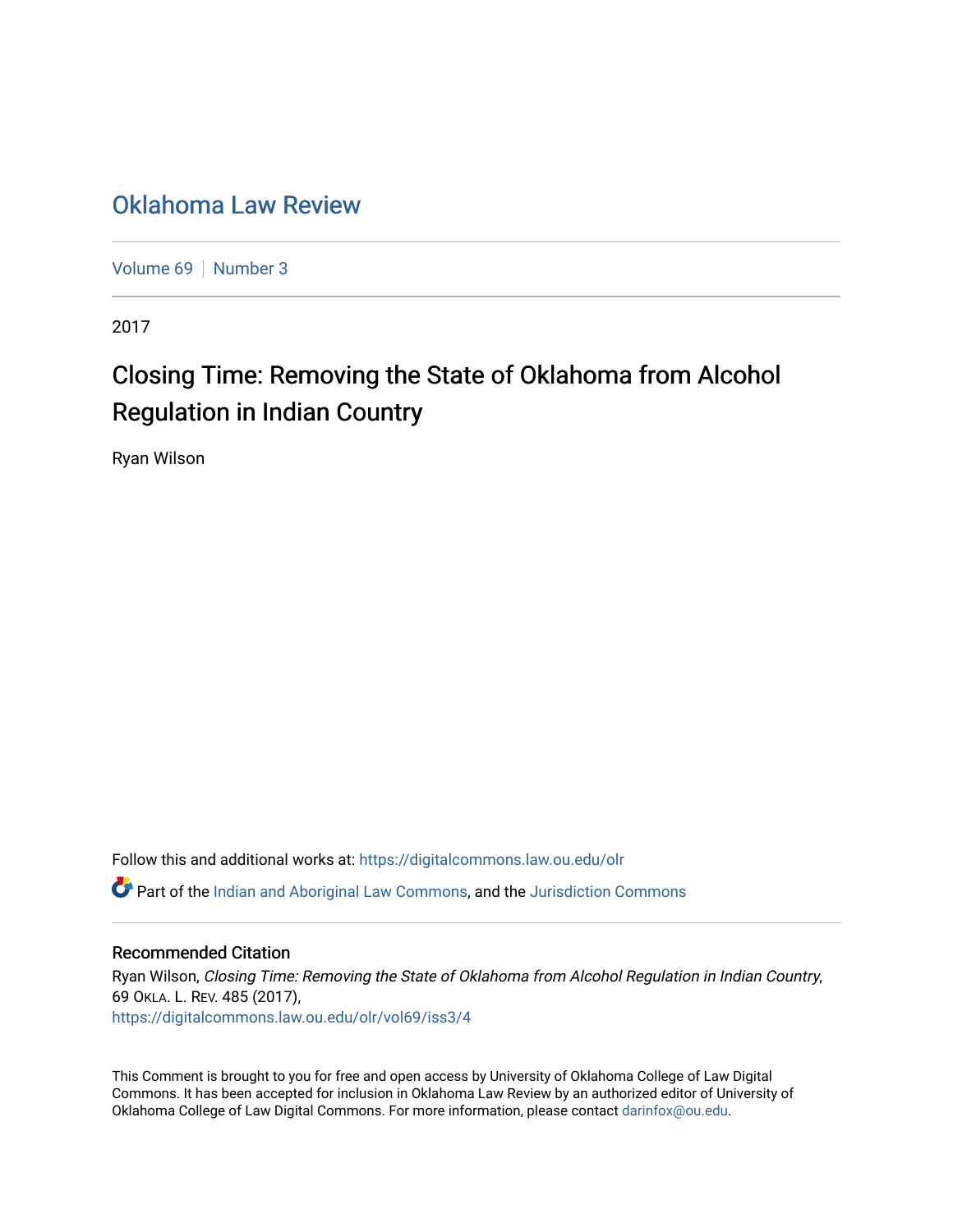# Oklahoma Law Review

Volume 69 | Number 3

2017

## Closing Time: Removing the State of Oklahoma from Alcohol Regulation in Indian Country

Ryan Wilson

Follow this and additional works at: https://digitalcommons.law.ou.edu/olr

Part of the Indian and Aboriginal Law Commons, and the Jurisdiction Commons

### Recommended Citation

Ryan Wilson, *Closing Time: Removing the State of Oklahoma from Alcohol Regulation in Indian Country*, 69 OKLA. L. REV. 485 (2017),
https://digitalcommons.law.ou.edu/olr/vol69/iss3/4

This Comment is brought to you for free and open access by University of Oklahoma College of Law Digital Commons. It has been accepted for inclusion in Oklahoma Law Review by an authorized editor of University of Oklahoma College of Law Digital Commons. For more information, please contact darinfox@ou.edu.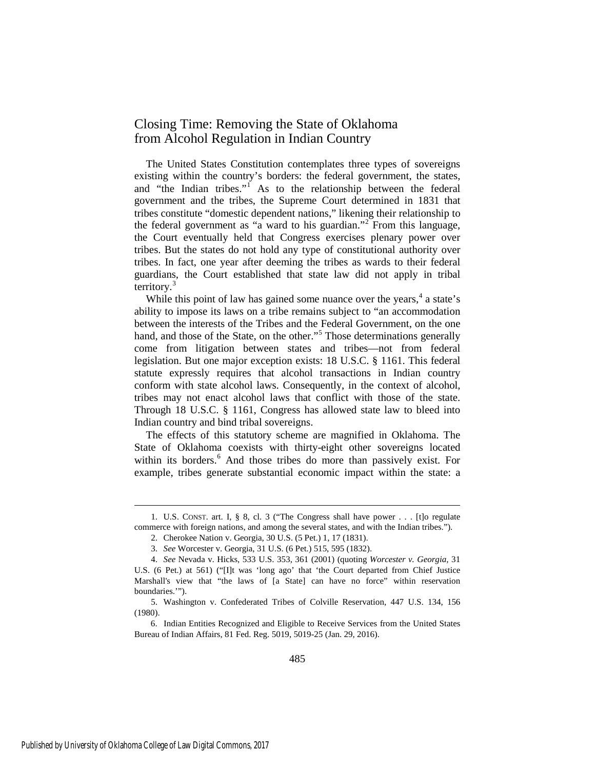# Closing Time: Removing the State of Oklahoma from Alcohol Regulation in Indian Country

The United States Constitution contemplates three types of sovereigns existing within the country's borders: the federal government, the states, and "the Indian tribes."[1] As to the relationship between the federal government and the tribes, the Supreme Court determined in 1831 that tribes constitute "domestic dependent nations," likening their relationship to the federal government as "a ward to his guardian."[2] From this language, the Court eventually held that Congress exercises plenary power over tribes. But the states do not hold any type of constitutional authority over tribes. In fact, one year after deeming the tribes as wards to their federal guardians, the Court established that state law did not apply in tribal territory.[3]

While this point of law has gained some nuance over the years,[4] a state's ability to impose its laws on a tribe remains subject to "an accommodation between the interests of the Tribes and the Federal Government, on the one hand, and those of the State, on the other."[5] Those determinations generally come from litigation between states and tribes—not from federal legislation. But one major exception exists: 18 U.S.C. § 1161. This federal statute expressly requires that alcohol transactions in Indian country conform with state alcohol laws. Consequently, in the context of alcohol, tribes may not enact alcohol laws that conflict with those of the state. Through 18 U.S.C. § 1161, Congress has allowed state law to bleed into Indian country and bind tribal sovereigns.

The effects of this statutory scheme are magnified in Oklahoma. The State of Oklahoma coexists with thirty-eight other sovereigns located within its borders.[6] And those tribes do more than passively exist. For example, tribes generate substantial economic impact within the state: a

---

1. U.S. CONST. art. I, § 8, cl. 3 ("The Congress shall have power . . . [t]o regulate commerce with foreign nations, and among the several states, and with the Indian tribes.").

2. Cherokee Nation v. Georgia, 30 U.S. (5 Pet.) 1, 17 (1831).

3. *See* Worcester v. Georgia, 31 U.S. (6 Pet.) 515, 595 (1832).

4. *See* Nevada v. Hicks, 533 U.S. 353, 361 (2001) (quoting *Worcester v. Georgia*, 31 U.S. (6 Pet.) at 561) ("[I]t was 'long ago' that 'the Court departed from Chief Justice Marshall's view that "the laws of [a State] can have no force" within reservation boundaries.'").

5. Washington v. Confederated Tribes of Colville Reservation, 447 U.S. 134, 156 (1980).

6. Indian Entities Recognized and Eligible to Receive Services from the United States Bureau of Indian Affairs, 81 Fed. Reg. 5019, 5019-25 (Jan. 29, 2016).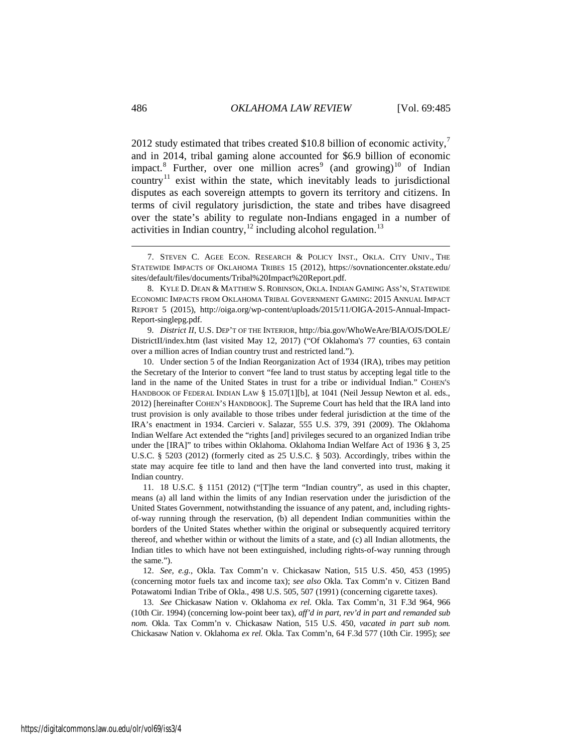2012 study estimated that tribes created $10.8 billion of economic activity,[7] and in 2014, tribal gaming alone accounted for $6.9 billion of economic impact.[8] Further, over one million acres[9] (and growing)[10] of Indian country[11] exist within the state, which inevitably leads to jurisdictional disputes as each sovereign attempts to govern its territory and citizens. In terms of civil regulatory jurisdiction, the state and tribes have disagreed over the state's ability to regulate non-Indians engaged in a number of activities in Indian country,[12] including alcohol regulation.[13]

---

7. STEVEN C. AGEE ECON. RESEARCH & POLICY INST., OKLA. CITY UNIV., THE STATEWIDE IMPACTS OF OKLAHOMA TRIBES 15 (2012), https://sovnationcenter.okstate.edu/sites/default/files/documents/Tribal%20Impact%20Report.pdf.

8. KYLE D. DEAN & MATTHEW S. ROBINSON, OKLA. INDIAN GAMING ASS'N, STATEWIDE ECONOMIC IMPACTS FROM OKLAHOMA TRIBAL GOVERNMENT GAMING: 2015 ANNUAL IMPACT REPORT 5 (2015), http://oiga.org/wp-content/uploads/2015/11/OIGA-2015-Annual-Impact-Report-singlepg.pdf.

9. *District II*, U.S. DEP'T OF THE INTERIOR, http://bia.gov/WhoWeAre/BIA/OJS/DOLE/DistrictII/index.htm (last visited May 12, 2017) ("Of Oklahoma's 77 counties, 63 contain over a million acres of Indian country trust and restricted land.").

10. Under section 5 of the Indian Reorganization Act of 1934 (IRA), tribes may petition the Secretary of the Interior to convert "fee land to trust status by accepting legal title to the land in the name of the United States in trust for a tribe or individual Indian." COHEN'S HANDBOOK OF FEDERAL INDIAN LAW § 15.07[1][b], at 1041 (Neil Jessup Newton et al. eds., 2012) [hereinafter COHEN'S HANDBOOK]. The Supreme Court has held that the IRA land into trust provision is only available to those tribes under federal jurisdiction at the time of the IRA's enactment in 1934. Carcieri v. Salazar, 555 U.S. 379, 391 (2009). The Oklahoma Indian Welfare Act extended the "rights [and] privileges secured to an organized Indian tribe under the [IRA]" to tribes within Oklahoma. Oklahoma Indian Welfare Act of 1936 § 3, 25 U.S.C. § 5203 (2012) (formerly cited as 25 U.S.C. § 503). Accordingly, tribes within the state may acquire fee title to land and then have the land converted into trust, making it Indian country.

11. 18 U.S.C. § 1151 (2012) ("[T]he term "Indian country", as used in this chapter, means (a) all land within the limits of any Indian reservation under the jurisdiction of the United States Government, notwithstanding the issuance of any patent, and, including rights-of-way running through the reservation, (b) all dependent Indian communities within the borders of the United States whether within the original or subsequently acquired territory thereof, and whether within or without the limits of a state, and (c) all Indian allotments, the Indian titles to which have not been extinguished, including rights-of-way running through the same.").

12. *See, e.g.*, Okla. Tax Comm'n v. Chickasaw Nation, 515 U.S. 450, 453 (1995) (concerning motor fuels tax and income tax); *see also* Okla. Tax Comm'n v. Citizen Band Potawatomi Indian Tribe of Okla., 498 U.S. 505, 507 (1991) (concerning cigarette taxes).

13. *See* Chickasaw Nation v. Oklahoma *ex rel.* Okla. Tax Comm'n, 31 F.3d 964, 966 (10th Cir. 1994) (concerning low-point beer tax), *aff'd in part, rev'd in part and remanded sub nom.* Okla. Tax Comm'n v. Chickasaw Nation, 515 U.S. 450, *vacated in part sub nom.* Chickasaw Nation v. Oklahoma *ex rel.* Okla. Tax Comm'n, 64 F.3d 577 (10th Cir. 1995); *see*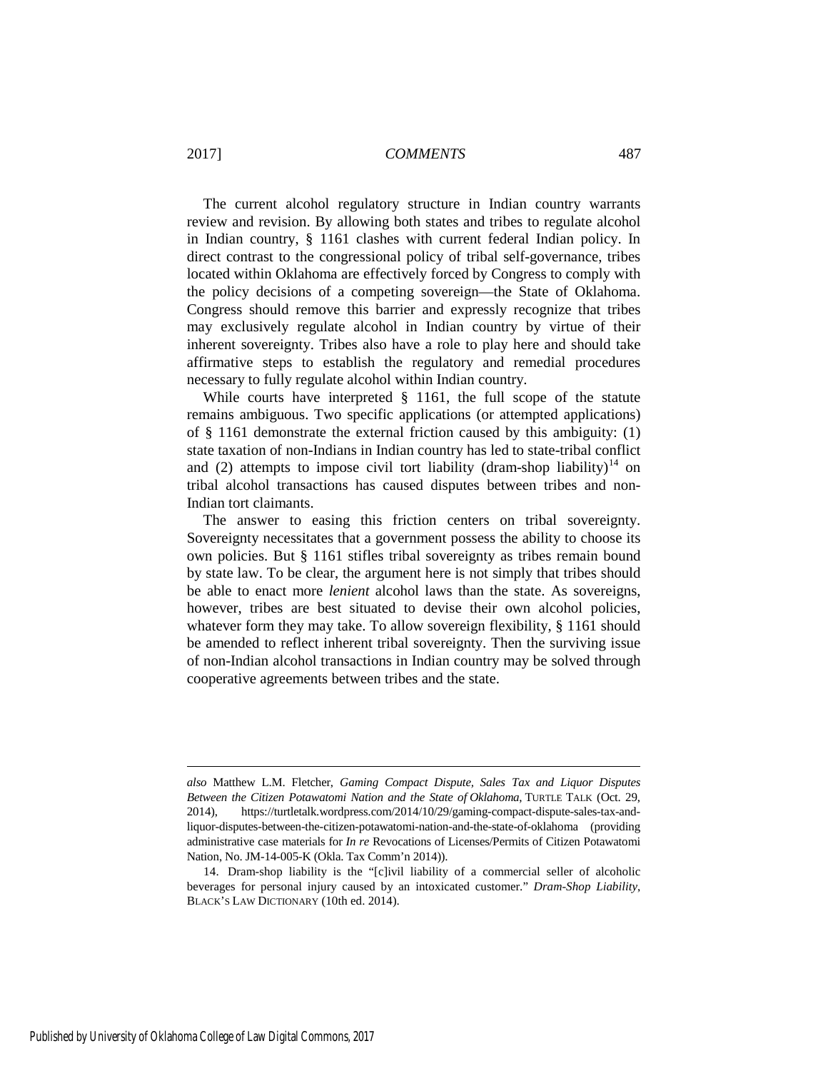The current alcohol regulatory structure in Indian country warrants review and revision. By allowing both states and tribes to regulate alcohol in Indian country, § 1161 clashes with current federal Indian policy. In direct contrast to the congressional policy of tribal self-governance, tribes located within Oklahoma are effectively forced by Congress to comply with the policy decisions of a competing sovereign—the State of Oklahoma. Congress should remove this barrier and expressly recognize that tribes may exclusively regulate alcohol in Indian country by virtue of their inherent sovereignty. Tribes also have a role to play here and should take affirmative steps to establish the regulatory and remedial procedures necessary to fully regulate alcohol within Indian country.

While courts have interpreted § 1161, the full scope of the statute remains ambiguous. Two specific applications (or attempted applications) of § 1161 demonstrate the external friction caused by this ambiguity: (1) state taxation of non-Indians in Indian country has led to state-tribal conflict and (2) attempts to impose civil tort liability (dram-shop liability)[14] on tribal alcohol transactions has caused disputes between tribes and non-Indian tort claimants.

The answer to easing this friction centers on tribal sovereignty. Sovereignty necessitates that a government possess the ability to choose its own policies. But § 1161 stifles tribal sovereignty as tribes remain bound by state law. To be clear, the argument here is not simply that tribes should be able to enact more *lenient* alcohol laws than the state. As sovereigns, however, tribes are best situated to devise their own alcohol policies, whatever form they may take. To allow sovereign flexibility, § 1161 should be amended to reflect inherent tribal sovereignty. Then the surviving issue of non-Indian alcohol transactions in Indian country may be solved through cooperative agreements between tribes and the state.

---

*also* Matthew L.M. Fletcher, *Gaming Compact Dispute, Sales Tax and Liquor Disputes Between the Citizen Potawatomi Nation and the State of Oklahoma*, TURTLE TALK (Oct. 29, 2014), https://turtletalk.wordpress.com/2014/10/29/gaming-compact-dispute-sales-tax-and-liquor-disputes-between-the-citizen-potawatomi-nation-and-the-state-of-oklahoma (providing administrative case materials for *In re* Revocations of Licenses/Permits of Citizen Potawatomi Nation, No. JM-14-005-K (Okla. Tax Comm'n 2014)).

14. Dram-shop liability is the "[c]ivil liability of a commercial seller of alcoholic beverages for personal injury caused by an intoxicated customer." *Dram-Shop Liability*, BLACK'S LAW DICTIONARY (10th ed. 2014).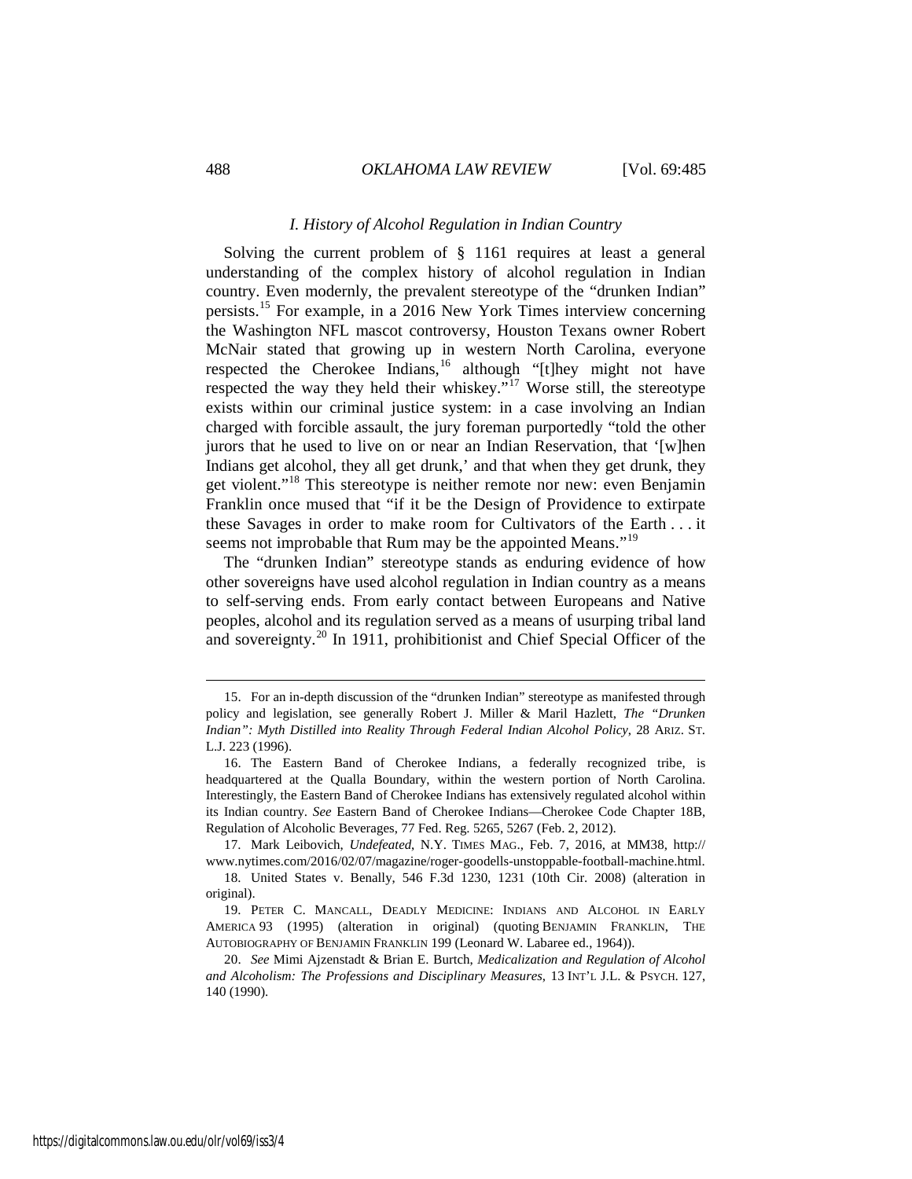### *I. History of Alcohol Regulation in Indian Country*

Solving the current problem of § 1161 requires at least a general understanding of the complex history of alcohol regulation in Indian country. Even modernly, the prevalent stereotype of the "drunken Indian" persists.[15] For example, in a 2016 New York Times interview concerning the Washington NFL mascot controversy, Houston Texans owner Robert McNair stated that growing up in western North Carolina, everyone respected the Cherokee Indians,[16] although "[t]hey might not have respected the way they held their whiskey."[17] Worse still, the stereotype exists within our criminal justice system: in a case involving an Indian charged with forcible assault, the jury foreman purportedly "told the other jurors that he used to live on or near an Indian Reservation, that '[w]hen Indians get alcohol, they all get drunk,' and that when they get drunk, they get violent."[18] This stereotype is neither remote nor new: even Benjamin Franklin once mused that "if it be the Design of Providence to extirpate these Savages in order to make room for Cultivators of the Earth . . . it seems not improbable that Rum may be the appointed Means."[19]

The "drunken Indian" stereotype stands as enduring evidence of how other sovereigns have used alcohol regulation in Indian country as a means to self-serving ends. From early contact between Europeans and Native peoples, alcohol and its regulation served as a means of usurping tribal land and sovereignty.[20] In 1911, prohibitionist and Chief Special Officer of the

---

15. For an in-depth discussion of the "drunken Indian" stereotype as manifested through policy and legislation, see generally Robert J. Miller & Maril Hazlett, *The "Drunken Indian": Myth Distilled into Reality Through Federal Indian Alcohol Policy*, 28 ARIZ. ST. L.J. 223 (1996).

16. The Eastern Band of Cherokee Indians, a federally recognized tribe, is headquartered at the Qualla Boundary, within the western portion of North Carolina. Interestingly, the Eastern Band of Cherokee Indians has extensively regulated alcohol within its Indian country. *See* Eastern Band of Cherokee Indians—Cherokee Code Chapter 18B, Regulation of Alcoholic Beverages, 77 Fed. Reg. 5265, 5267 (Feb. 2, 2012).

17. Mark Leibovich, *Undefeated*, N.Y. TIMES MAG., Feb. 7, 2016, at MM38, http://www.nytimes.com/2016/02/07/magazine/roger-goodells-unstoppable-football-machine.html.

18. United States v. Benally, 546 F.3d 1230, 1231 (10th Cir. 2008) (alteration in original).

19. PETER C. MANCALL, DEADLY MEDICINE: INDIANS AND ALCOHOL IN EARLY AMERICA 93 (1995) (alteration in original) (quoting BENJAMIN FRANKLIN, THE AUTOBIOGRAPHY OF BENJAMIN FRANKLIN 199 (Leonard W. Labaree ed., 1964)).

20. *See* Mimi Ajzenstadt & Brian E. Burtch, *Medicalization and Regulation of Alcohol and Alcoholism: The Professions and Disciplinary Measures*, 13 INT'L J.L. & PSYCH. 127, 140 (1990).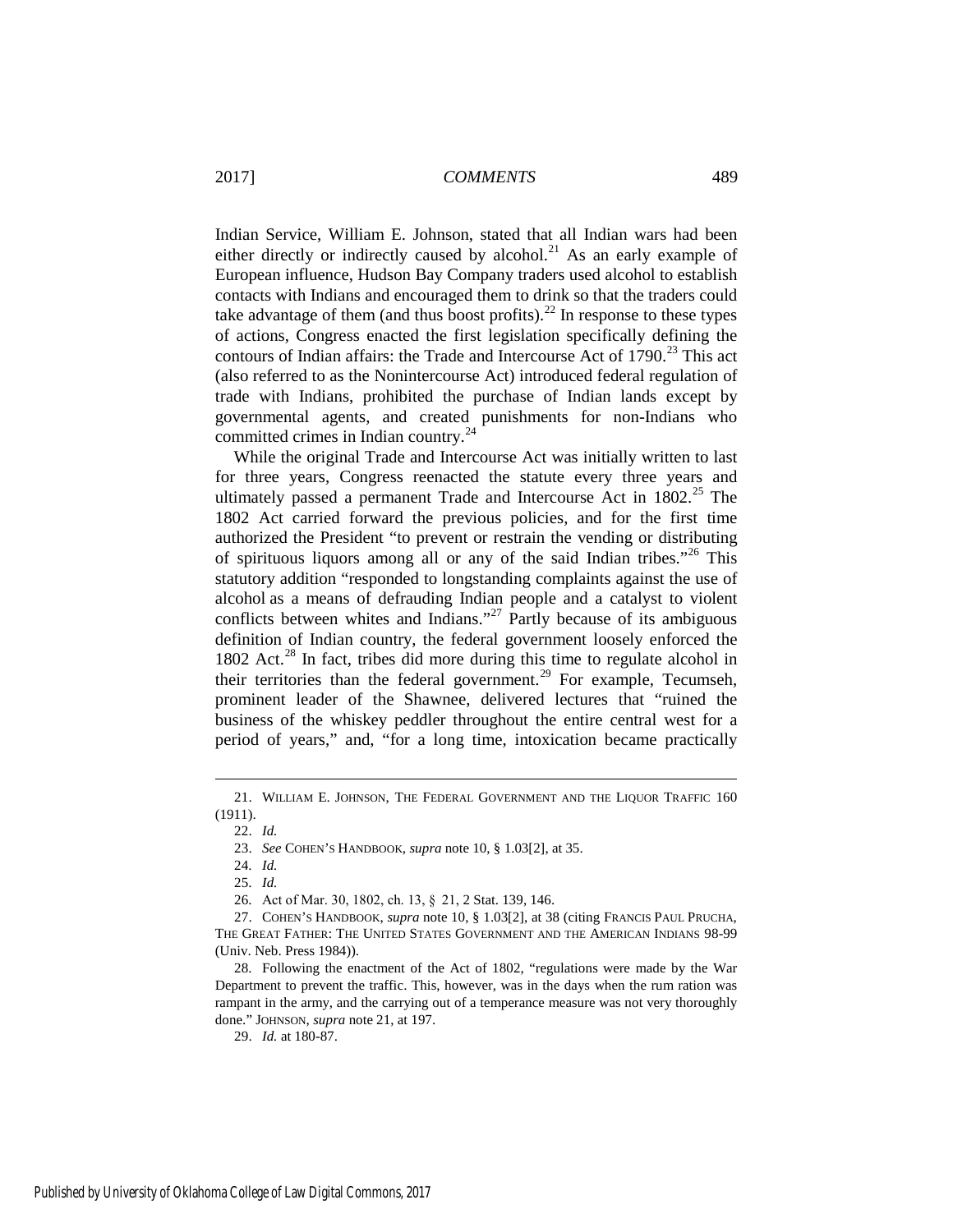Indian Service, William E. Johnson, stated that all Indian wars had been either directly or indirectly caused by alcohol.[21] As an early example of European influence, Hudson Bay Company traders used alcohol to establish contacts with Indians and encouraged them to drink so that the traders could take advantage of them (and thus boost profits).[22] In response to these types of actions, Congress enacted the first legislation specifically defining the contours of Indian affairs: the Trade and Intercourse Act of 1790.[23] This act (also referred to as the Nonintercourse Act) introduced federal regulation of trade with Indians, prohibited the purchase of Indian lands except by governmental agents, and created punishments for non-Indians who committed crimes in Indian country.[24]

While the original Trade and Intercourse Act was initially written to last for three years, Congress reenacted the statute every three years and ultimately passed a permanent Trade and Intercourse Act in 1802.[25] The 1802 Act carried forward the previous policies, and for the first time authorized the President "to prevent or restrain the vending or distributing of spirituous liquors among all or any of the said Indian tribes."[26] This statutory addition "responded to longstanding complaints against the use of alcohol as a means of defrauding Indian people and a catalyst to violent conflicts between whites and Indians."[27] Partly because of its ambiguous definition of Indian country, the federal government loosely enforced the 1802 Act.[28] In fact, tribes did more during this time to regulate alcohol in their territories than the federal government.[29] For example, Tecumseh, prominent leader of the Shawnee, delivered lectures that "ruined the business of the whiskey peddler throughout the entire central west for a period of years," and, "for a long time, intoxication became practically

---

21. WILLIAM E. JOHNSON, THE FEDERAL GOVERNMENT AND THE LIQUOR TRAFFIC 160 (1911).

22. *Id.*

23. *See* COHEN'S HANDBOOK, *supra* note 10, § 1.03[2], at 35.

24. *Id.*

25. *Id.*

26. Act of Mar. 30, 1802, ch. 13, § 21, 2 Stat. 139, 146.

27. COHEN'S HANDBOOK, *supra* note 10, § 1.03[2], at 38 (citing FRANCIS PAUL PRUCHA, THE GREAT FATHER: THE UNITED STATES GOVERNMENT AND THE AMERICAN INDIANS 98-99 (Univ. Neb. Press 1984)).

28. Following the enactment of the Act of 1802, "regulations were made by the War Department to prevent the traffic. This, however, was in the days when the rum ration was rampant in the army, and the carrying out of a temperance measure was not very thoroughly done." JOHNSON, *supra* note 21, at 197.

29. *Id.* at 180-87.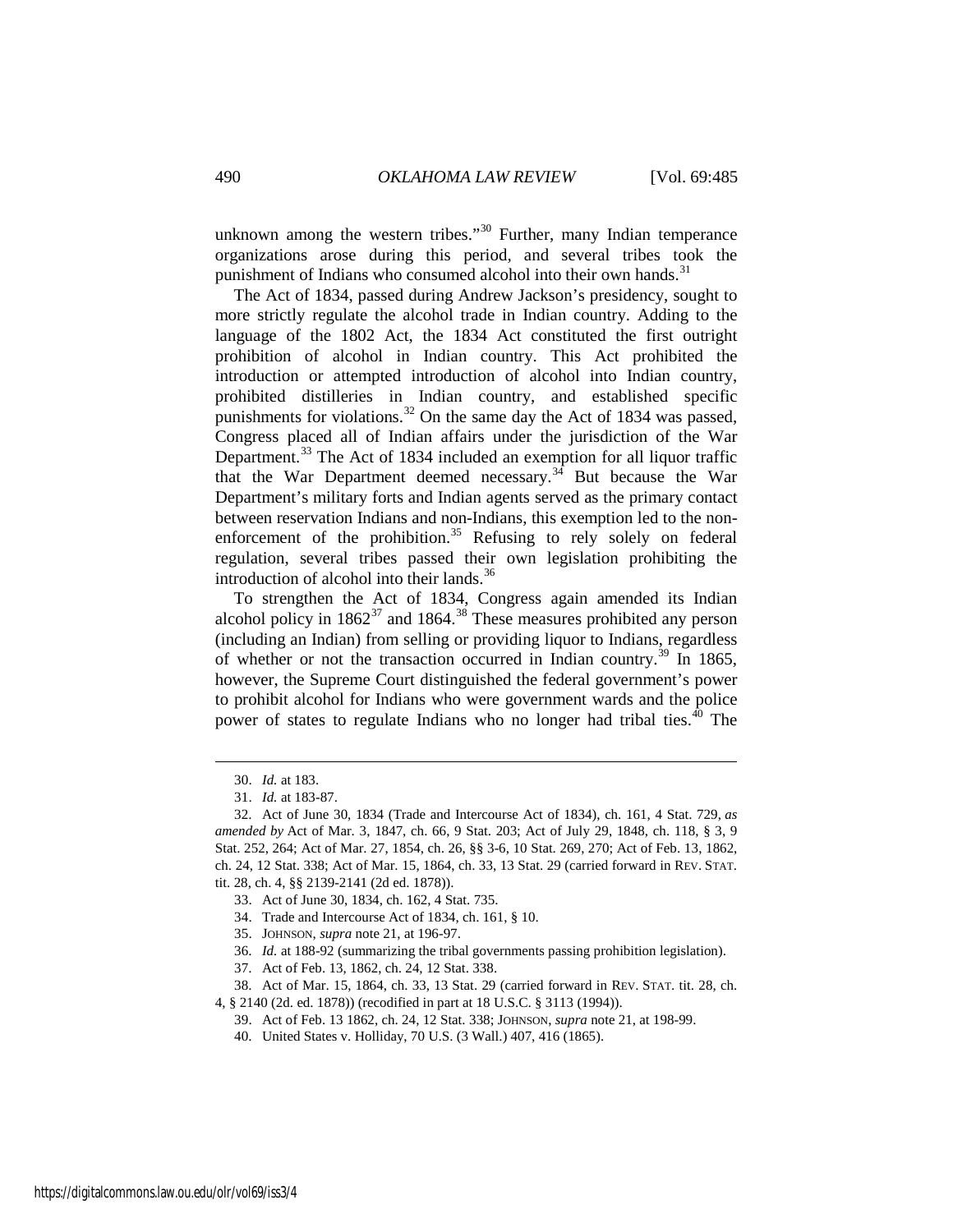unknown among the western tribes."[30] Further, many Indian temperance organizations arose during this period, and several tribes took the punishment of Indians who consumed alcohol into their own hands.[31]

The Act of 1834, passed during Andrew Jackson's presidency, sought to more strictly regulate the alcohol trade in Indian country. Adding to the language of the 1802 Act, the 1834 Act constituted the first outright prohibition of alcohol in Indian country. This Act prohibited the introduction or attempted introduction of alcohol into Indian country, prohibited distilleries in Indian country, and established specific punishments for violations.[32] On the same day the Act of 1834 was passed, Congress placed all of Indian affairs under the jurisdiction of the War Department.[33] The Act of 1834 included an exemption for all liquor traffic that the War Department deemed necessary.[34] But because the War Department's military forts and Indian agents served as the primary contact between reservation Indians and non-Indians, this exemption led to the non-enforcement of the prohibition.[35] Refusing to rely solely on federal regulation, several tribes passed their own legislation prohibiting the introduction of alcohol into their lands.[36]

To strengthen the Act of 1834, Congress again amended its Indian alcohol policy in 1862[37] and 1864.[38] These measures prohibited any person (including an Indian) from selling or providing liquor to Indians, regardless of whether or not the transaction occurred in Indian country.[39] In 1865, however, the Supreme Court distinguished the federal government's power to prohibit alcohol for Indians who were government wards and the police power of states to regulate Indians who no longer had tribal ties.[40] The

---

30. *Id.* at 183.

31. *Id.* at 183-87.

32. Act of June 30, 1834 (Trade and Intercourse Act of 1834), ch. 161, 4 Stat. 729, *as amended by* Act of Mar. 3, 1847, ch. 66, 9 Stat. 203; Act of July 29, 1848, ch. 118, § 3, 9 Stat. 252, 264; Act of Mar. 27, 1854, ch. 26, §§ 3-6, 10 Stat. 269, 270; Act of Feb. 13, 1862, ch. 24, 12 Stat. 338; Act of Mar. 15, 1864, ch. 33, 13 Stat. 29 (carried forward in REV. STAT. tit. 28, ch. 4, §§ 2139-2141 (2d ed. 1878)).

33. Act of June 30, 1834, ch. 162, 4 Stat. 735.

34. Trade and Intercourse Act of 1834, ch. 161, § 10.

35. JOHNSON, *supra* note 21, at 196-97.

36. *Id.* at 188-92 (summarizing the tribal governments passing prohibition legislation).

37. Act of Feb. 13, 1862, ch. 24, 12 Stat. 338.

38. Act of Mar. 15, 1864, ch. 33, 13 Stat. 29 (carried forward in REV. STAT. tit. 28, ch. 4, § 2140 (2d. ed. 1878)) (recodified in part at 18 U.S.C. § 3113 (1994)).

39. Act of Feb. 13 1862, ch. 24, 12 Stat. 338; JOHNSON, *supra* note 21, at 198-99.

40. United States v. Holliday, 70 U.S. (3 Wall.) 407, 416 (1865).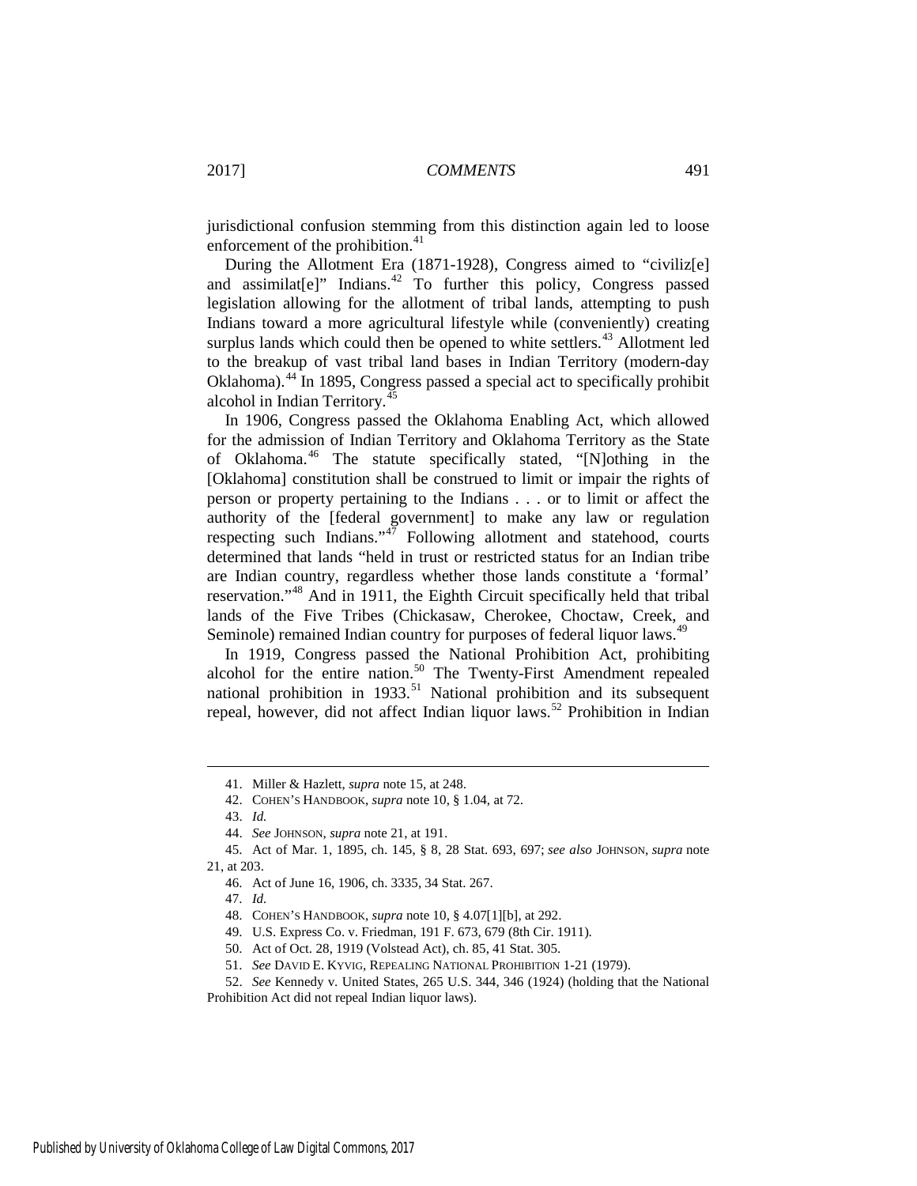jurisdictional confusion stemming from this distinction again led to loose enforcement of the prohibition.[41]

During the Allotment Era (1871-1928), Congress aimed to "civiliz[e] and assimilat[e]" Indians.[42] To further this policy, Congress passed legislation allowing for the allotment of tribal lands, attempting to push Indians toward a more agricultural lifestyle while (conveniently) creating surplus lands which could then be opened to white settlers.[43] Allotment led to the breakup of vast tribal land bases in Indian Territory (modern-day Oklahoma).[44] In 1895, Congress passed a special act to specifically prohibit alcohol in Indian Territory.[45]

In 1906, Congress passed the Oklahoma Enabling Act, which allowed for the admission of Indian Territory and Oklahoma Territory as the State of Oklahoma.[46] The statute specifically stated, "[N]othing in the [Oklahoma] constitution shall be construed to limit or impair the rights of person or property pertaining to the Indians . . . or to limit or affect the authority of the [federal government] to make any law or regulation respecting such Indians."[47] Following allotment and statehood, courts determined that lands "held in trust or restricted status for an Indian tribe are Indian country, regardless whether those lands constitute a 'formal' reservation."[48] And in 1911, the Eighth Circuit specifically held that tribal lands of the Five Tribes (Chickasaw, Cherokee, Choctaw, Creek, and Seminole) remained Indian country for purposes of federal liquor laws.[49]

In 1919, Congress passed the National Prohibition Act, prohibiting alcohol for the entire nation.[50] The Twenty-First Amendment repealed national prohibition in 1933.[51] National prohibition and its subsequent repeal, however, did not affect Indian liquor laws.[52] Prohibition in Indian

---

41. Miller & Hazlett, *supra* note 15, at 248.

42. COHEN'S HANDBOOK, *supra* note 10, § 1.04, at 72.

43. *Id.*

44. *See* JOHNSON, *supra* note 21, at 191.

45. Act of Mar. 1, 1895, ch. 145, § 8, 28 Stat. 693, 697; *see also* JOHNSON, *supra* note 21, at 203.

46. Act of June 16, 1906, ch. 3335, 34 Stat. 267.

47. *Id.*

48. COHEN'S HANDBOOK, *supra* note 10, § 4.07[1][b], at 292.

49. U.S. Express Co. v. Friedman, 191 F. 673, 679 (8th Cir. 1911).

50. Act of Oct. 28, 1919 (Volstead Act), ch. 85, 41 Stat. 305.

51. *See* DAVID E. KYVIG, REPEALING NATIONAL PROHIBITION 1-21 (1979).

52. *See* Kennedy v. United States, 265 U.S. 344, 346 (1924) (holding that the National Prohibition Act did not repeal Indian liquor laws).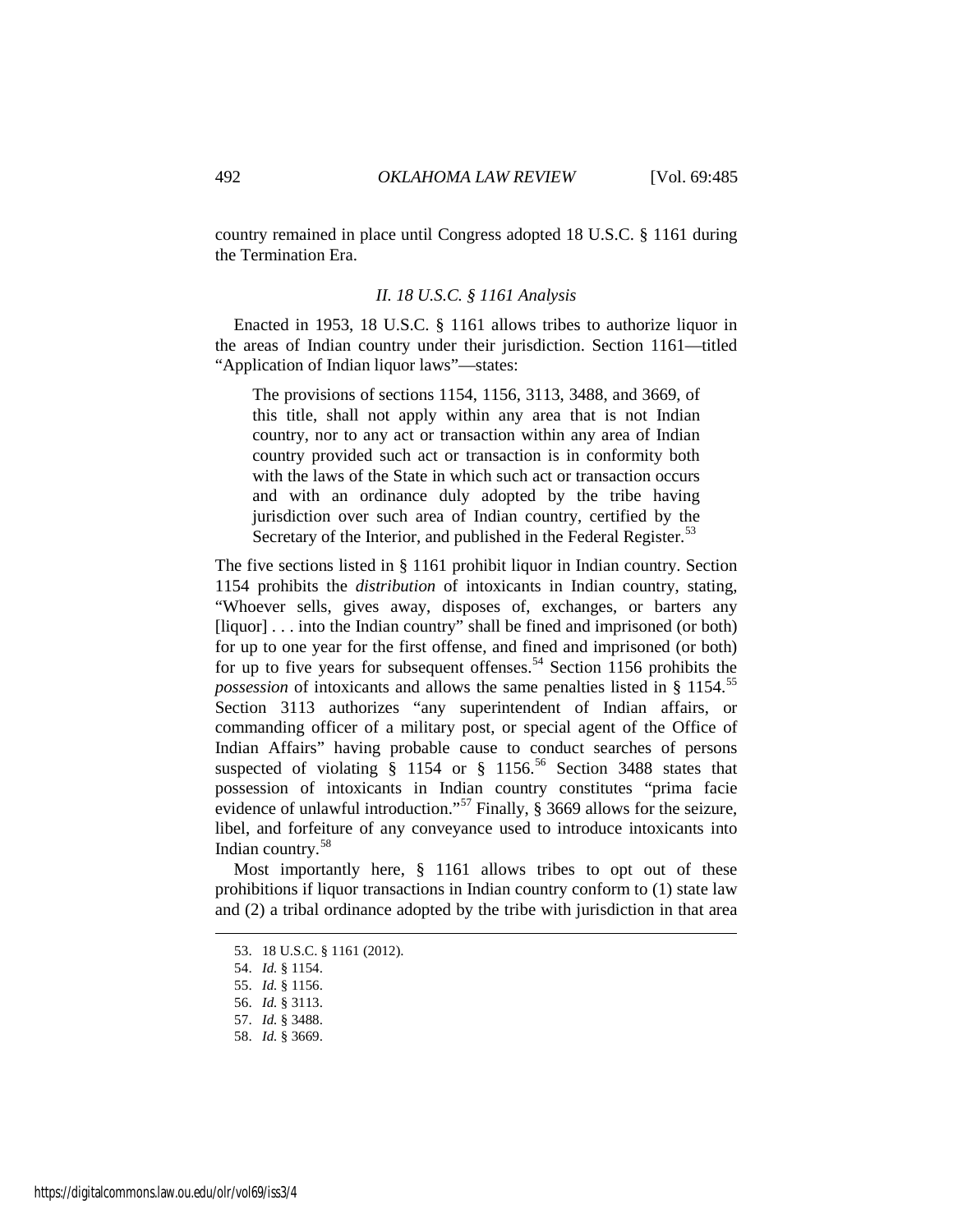country remained in place until Congress adopted 18 U.S.C. § 1161 during the Termination Era.

### *II. 18 U.S.C. § 1161 Analysis*

Enacted in 1953, 18 U.S.C. § 1161 allows tribes to authorize liquor in the areas of Indian country under their jurisdiction. Section 1161—titled "Application of Indian liquor laws"—states:

> The provisions of sections 1154, 1156, 3113, 3488, and 3669, of this title, shall not apply within any area that is not Indian country, nor to any act or transaction within any area of Indian country provided such act or transaction is in conformity both with the laws of the State in which such act or transaction occurs and with an ordinance duly adopted by the tribe having jurisdiction over such area of Indian country, certified by the Secretary of the Interior, and published in the Federal Register.[53]

The five sections listed in § 1161 prohibit liquor in Indian country. Section 1154 prohibits the *distribution* of intoxicants in Indian country, stating, "Whoever sells, gives away, disposes of, exchanges, or barters any [liquor] . . . into the Indian country" shall be fined and imprisoned (or both) for up to one year for the first offense, and fined and imprisoned (or both) for up to five years for subsequent offenses.[54] Section 1156 prohibits the *possession* of intoxicants and allows the same penalties listed in § 1154.[55] Section 3113 authorizes "any superintendent of Indian affairs, or commanding officer of a military post, or special agent of the Office of Indian Affairs" having probable cause to conduct searches of persons suspected of violating § 1154 or § 1156.[56] Section 3488 states that possession of intoxicants in Indian country constitutes "prima facie evidence of unlawful introduction."[57] Finally, § 3669 allows for the seizure, libel, and forfeiture of any conveyance used to introduce intoxicants into Indian country.[58]

Most importantly here, § 1161 allows tribes to opt out of these prohibitions if liquor transactions in Indian country conform to (1) state law and (2) a tribal ordinance adopted by the tribe with jurisdiction in that area

---

53. 18 U.S.C. § 1161 (2012).

54. *Id.* § 1154.

55. *Id.* § 1156.

56. *Id.* § 3113.

57. *Id.* § 3488.

58. *Id.* § 3669.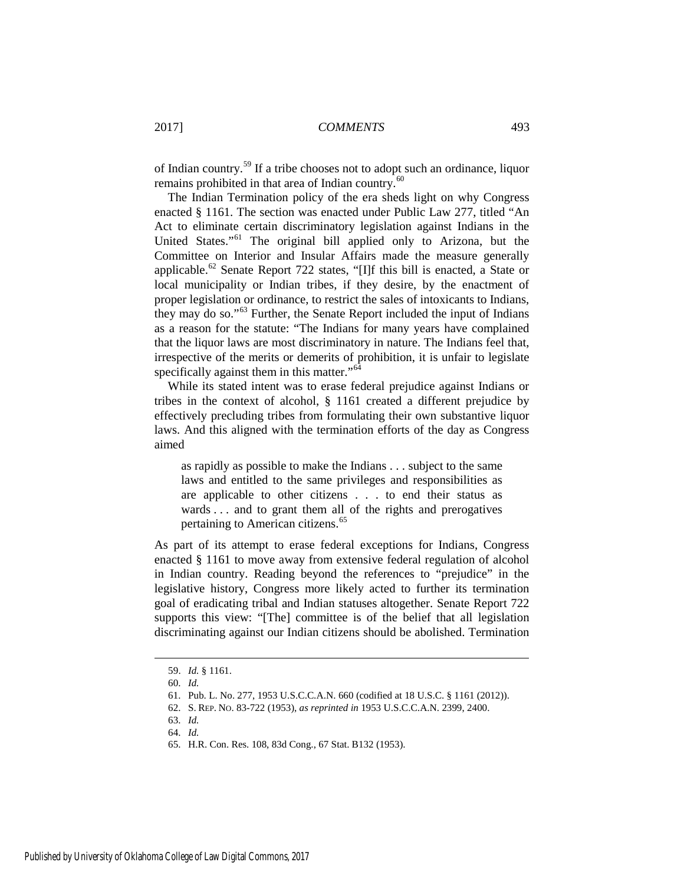of Indian country.[59] If a tribe chooses not to adopt such an ordinance, liquor remains prohibited in that area of Indian country.[60]

The Indian Termination policy of the era sheds light on why Congress enacted § 1161. The section was enacted under Public Law 277, titled "An Act to eliminate certain discriminatory legislation against Indians in the United States."[61] The original bill applied only to Arizona, but the Committee on Interior and Insular Affairs made the measure generally applicable.[62] Senate Report 722 states, "[I]f this bill is enacted, a State or local municipality or Indian tribes, if they desire, by the enactment of proper legislation or ordinance, to restrict the sales of intoxicants to Indians, they may do so."[63] Further, the Senate Report included the input of Indians as a reason for the statute: "The Indians for many years have complained that the liquor laws are most discriminatory in nature. The Indians feel that, irrespective of the merits or demerits of prohibition, it is unfair to legislate specifically against them in this matter."[64]

While its stated intent was to erase federal prejudice against Indians or tribes in the context of alcohol, § 1161 created a different prejudice by effectively precluding tribes from formulating their own substantive liquor laws. And this aligned with the termination efforts of the day as Congress aimed

> as rapidly as possible to make the Indians . . . subject to the same laws and entitled to the same privileges and responsibilities as are applicable to other citizens . . . to end their status as wards . . . and to grant them all of the rights and prerogatives pertaining to American citizens.[65]

As part of its attempt to erase federal exceptions for Indians, Congress enacted § 1161 to move away from extensive federal regulation of alcohol in Indian country. Reading beyond the references to "prejudice" in the legislative history, Congress more likely acted to further its termination goal of eradicating tribal and Indian statuses altogether. Senate Report 722 supports this view: "[The] committee is of the belief that all legislation discriminating against our Indian citizens should be abolished. Termination

---

59. *Id.* § 1161.
60. *Id.*
61. Pub. L. No. 277, 1953 U.S.C.C.A.N. 660 (codified at 18 U.S.C. § 1161 (2012)).
62. S. REP. NO. 83-722 (1953), *as reprinted in* 1953 U.S.C.C.A.N. 2399, 2400.
63. *Id.*
64. *Id.*
65. H.R. Con. Res. 108, 83d Cong., 67 Stat. B132 (1953).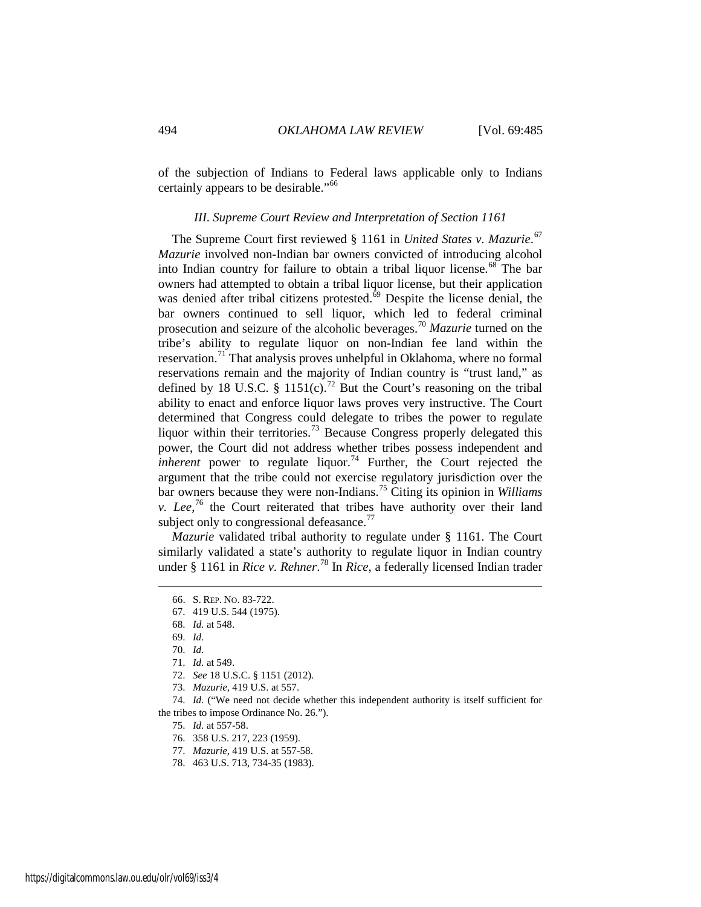of the subjection of Indians to Federal laws applicable only to Indians certainly appears to be desirable."[66]

### *III. Supreme Court Review and Interpretation of Section 1161*

The Supreme Court first reviewed § 1161 in *United States v. Mazurie*.[67] *Mazurie* involved non-Indian bar owners convicted of introducing alcohol into Indian country for failure to obtain a tribal liquor license.[68] The bar owners had attempted to obtain a tribal liquor license, but their application was denied after tribal citizens protested.[69] Despite the license denial, the bar owners continued to sell liquor, which led to federal criminal prosecution and seizure of the alcoholic beverages.[70] *Mazurie* turned on the tribe's ability to regulate liquor on non-Indian fee land within the reservation.[71] That analysis proves unhelpful in Oklahoma, where no formal reservations remain and the majority of Indian country is "trust land," as defined by 18 U.S.C. § 1151(c).[72] But the Court's reasoning on the tribal ability to enact and enforce liquor laws proves very instructive. The Court determined that Congress could delegate to tribes the power to regulate liquor within their territories.[73] Because Congress properly delegated this power, the Court did not address whether tribes possess independent and *inherent* power to regulate liquor.[74] Further, the Court rejected the argument that the tribe could not exercise regulatory jurisdiction over the bar owners because they were non-Indians.[75] Citing its opinion in *Williams v. Lee*,[76] the Court reiterated that tribes have authority over their land subject only to congressional defeasance.[77]

*Mazurie* validated tribal authority to regulate under § 1161. The Court similarly validated a state's authority to regulate liquor in Indian country under § 1161 in *Rice v. Rehner*.[78] In *Rice*, a federally licensed Indian trader

---

66. S. REP. NO. 83-722.

67. 419 U.S. 544 (1975).

68. *Id.* at 548.

69. *Id.*

70. *Id.*

71. *Id.* at 549.

72. *See* 18 U.S.C. § 1151 (2012).

73. *Mazurie*, 419 U.S. at 557.

74. *Id.* ("We need not decide whether this independent authority is itself sufficient for the tribes to impose Ordinance No. 26.").

75. *Id.* at 557-58.

76. 358 U.S. 217, 223 (1959).

77. *Mazurie*, 419 U.S. at 557-58.

78. 463 U.S. 713, 734-35 (1983).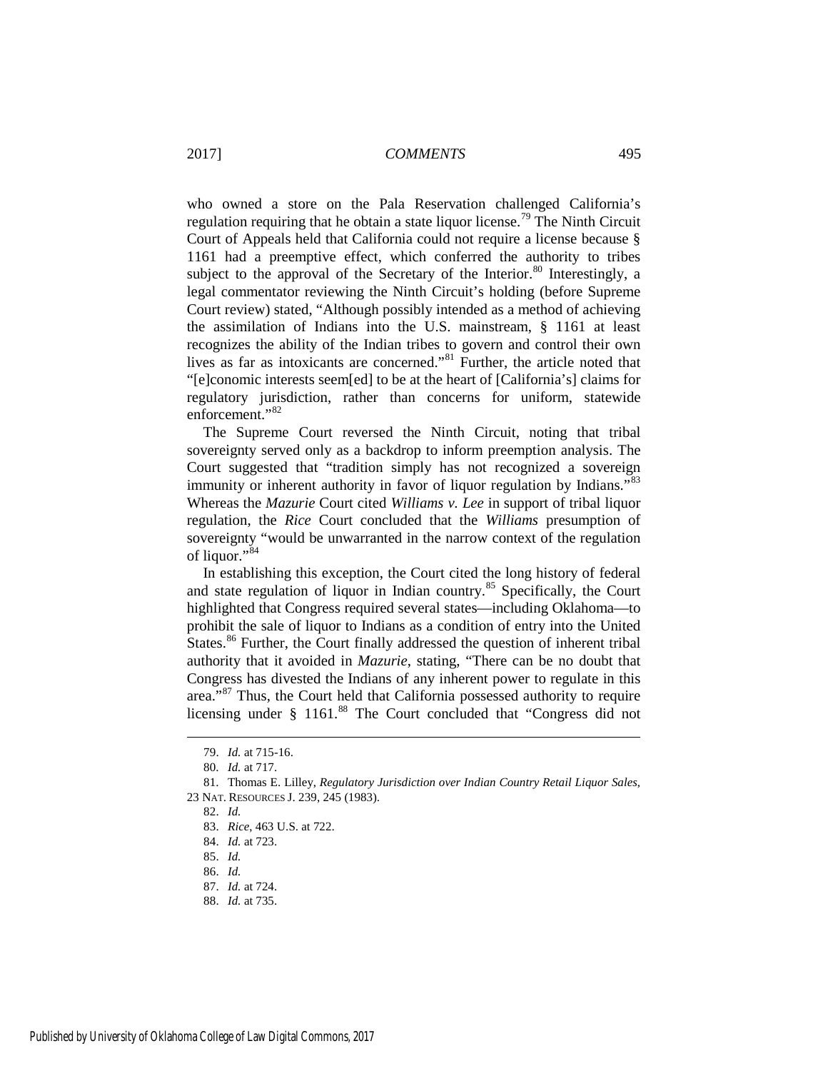who owned a store on the Pala Reservation challenged California's regulation requiring that he obtain a state liquor license.[79] The Ninth Circuit Court of Appeals held that California could not require a license because § 1161 had a preemptive effect, which conferred the authority to tribes subject to the approval of the Secretary of the Interior.[80] Interestingly, a legal commentator reviewing the Ninth Circuit's holding (before Supreme Court review) stated, "Although possibly intended as a method of achieving the assimilation of Indians into the U.S. mainstream, § 1161 at least recognizes the ability of the Indian tribes to govern and control their own lives as far as intoxicants are concerned."[81] Further, the article noted that "[e]conomic interests seem[ed] to be at the heart of [California's] claims for regulatory jurisdiction, rather than concerns for uniform, statewide enforcement."[82]

The Supreme Court reversed the Ninth Circuit, noting that tribal sovereignty served only as a backdrop to inform preemption analysis. The Court suggested that "tradition simply has not recognized a sovereign immunity or inherent authority in favor of liquor regulation by Indians."[83] Whereas the *Mazurie* Court cited *Williams v. Lee* in support of tribal liquor regulation, the *Rice* Court concluded that the *Williams* presumption of sovereignty "would be unwarranted in the narrow context of the regulation of liquor."[84]

In establishing this exception, the Court cited the long history of federal and state regulation of liquor in Indian country.[85] Specifically, the Court highlighted that Congress required several states—including Oklahoma—to prohibit the sale of liquor to Indians as a condition of entry into the United States.[86] Further, the Court finally addressed the question of inherent tribal authority that it avoided in *Mazurie*, stating, "There can be no doubt that Congress has divested the Indians of any inherent power to regulate in this area."[87] Thus, the Court held that California possessed authority to require licensing under § 1161.[88] The Court concluded that "Congress did not

---

79. *Id.* at 715-16.

80. *Id.* at 717.

81. Thomas E. Lilley, *Regulatory Jurisdiction over Indian Country Retail Liquor Sales*, 23 NAT. RESOURCES J. 239, 245 (1983).

82. *Id.*

83. *Rice*, 463 U.S. at 722.

84. *Id.* at 723.

85. *Id.*

86. *Id.*

87. *Id.* at 724.

88. *Id.* at 735.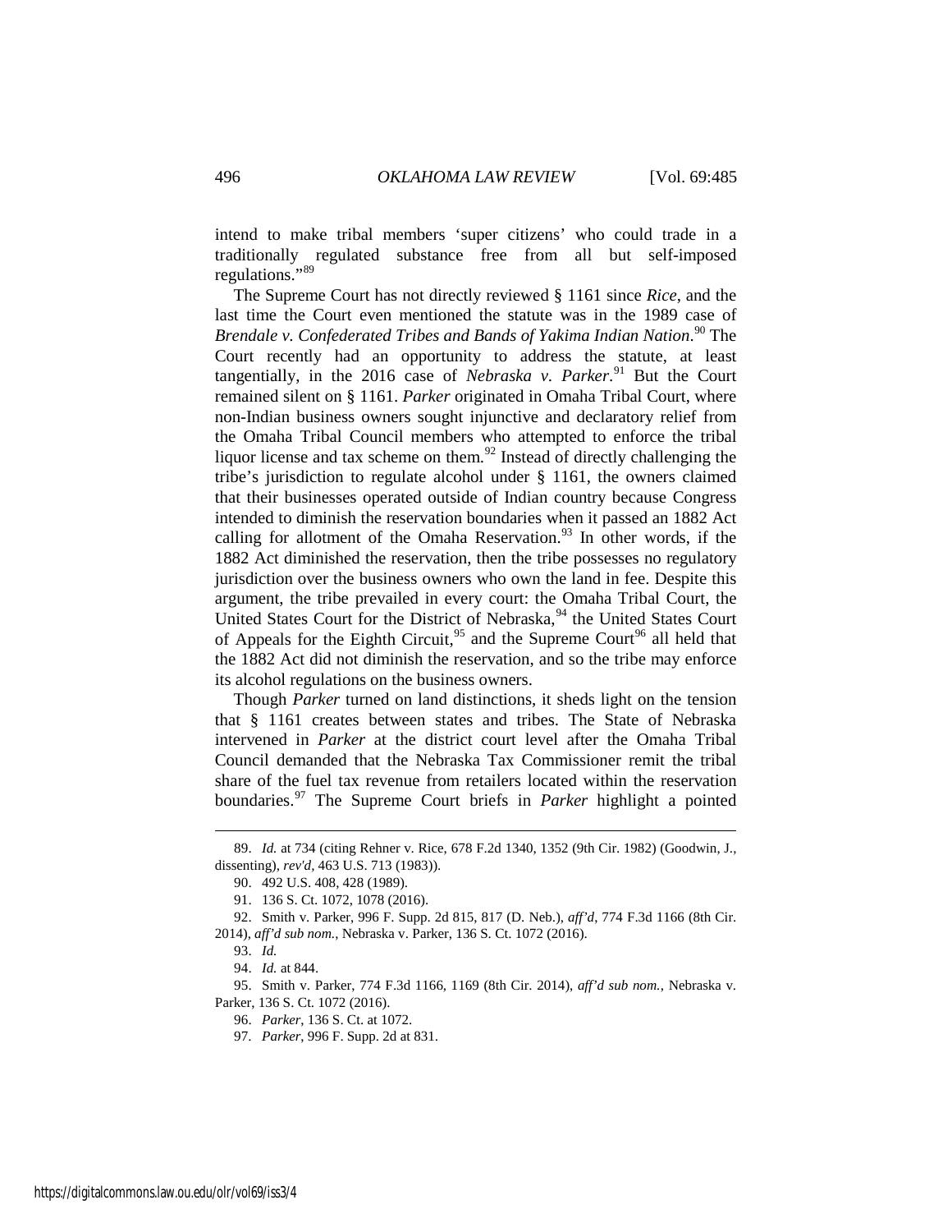intend to make tribal members 'super citizens' who could trade in a traditionally regulated substance free from all but self-imposed regulations."[89]

The Supreme Court has not directly reviewed § 1161 since *Rice*, and the last time the Court even mentioned the statute was in the 1989 case of *Brendale v. Confederated Tribes and Bands of Yakima Indian Nation*.[90] The Court recently had an opportunity to address the statute, at least tangentially, in the 2016 case of *Nebraska v. Parker*.[91] But the Court remained silent on § 1161. *Parker* originated in Omaha Tribal Court, where non-Indian business owners sought injunctive and declaratory relief from the Omaha Tribal Council members who attempted to enforce the tribal liquor license and tax scheme on them.[92] Instead of directly challenging the tribe's jurisdiction to regulate alcohol under § 1161, the owners claimed that their businesses operated outside of Indian country because Congress intended to diminish the reservation boundaries when it passed an 1882 Act calling for allotment of the Omaha Reservation.[93] In other words, if the 1882 Act diminished the reservation, then the tribe possesses no regulatory jurisdiction over the business owners who own the land in fee. Despite this argument, the tribe prevailed in every court: the Omaha Tribal Court, the United States Court for the District of Nebraska,[94] the United States Court of Appeals for the Eighth Circuit,[95] and the Supreme Court[96] all held that the 1882 Act did not diminish the reservation, and so the tribe may enforce its alcohol regulations on the business owners.

Though *Parker* turned on land distinctions, it sheds light on the tension that § 1161 creates between states and tribes. The State of Nebraska intervened in *Parker* at the district court level after the Omaha Tribal Council demanded that the Nebraska Tax Commissioner remit the tribal share of the fuel tax revenue from retailers located within the reservation boundaries.[97] The Supreme Court briefs in *Parker* highlight a pointed

89. *Id.* at 734 (citing Rehner v. Rice, 678 F.2d 1340, 1352 (9th Cir. 1982) (Goodwin, J., dissenting), *rev'd*, 463 U.S. 713 (1983)).

90. 492 U.S. 408, 428 (1989).

91. 136 S. Ct. 1072, 1078 (2016).

92. Smith v. Parker, 996 F. Supp. 2d 815, 817 (D. Neb.), *aff'd*, 774 F.3d 1166 (8th Cir. 2014), *aff'd sub nom.*, Nebraska v. Parker, 136 S. Ct. 1072 (2016).

93. *Id.*

94. *Id.* at 844.

95. Smith v. Parker, 774 F.3d 1166, 1169 (8th Cir. 2014), *aff'd sub nom.*, Nebraska v. Parker, 136 S. Ct. 1072 (2016).

96. *Parker*, 136 S. Ct. at 1072.

97. *Parker*, 996 F. Supp. 2d at 831.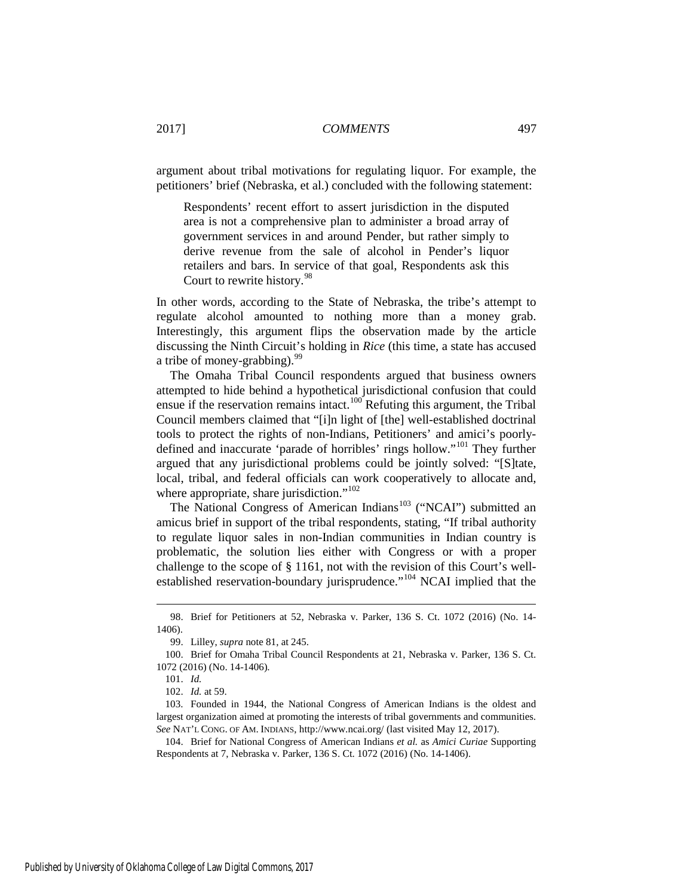argument about tribal motivations for regulating liquor. For example, the petitioners' brief (Nebraska, et al.) concluded with the following statement:

> Respondents' recent effort to assert jurisdiction in the disputed area is not a comprehensive plan to administer a broad array of government services in and around Pender, but rather simply to derive revenue from the sale of alcohol in Pender's liquor retailers and bars. In service of that goal, Respondents ask this Court to rewrite history.[98]

In other words, according to the State of Nebraska, the tribe's attempt to regulate alcohol amounted to nothing more than a money grab. Interestingly, this argument flips the observation made by the article discussing the Ninth Circuit's holding in *Rice* (this time, a state has accused a tribe of money-grabbing).[99]

The Omaha Tribal Council respondents argued that business owners attempted to hide behind a hypothetical jurisdictional confusion that could ensue if the reservation remains intact.[100] Refuting this argument, the Tribal Council members claimed that "[i]n light of [the] well-established doctrinal tools to protect the rights of non-Indians, Petitioners' and amici's poorly-defined and inaccurate 'parade of horribles' rings hollow."[101] They further argued that any jurisdictional problems could be jointly solved: "[S]tate, local, tribal, and federal officials can work cooperatively to allocate and, where appropriate, share jurisdiction."[102]

The National Congress of American Indians[103] ("NCAI") submitted an amicus brief in support of the tribal respondents, stating, "If tribal authority to regulate liquor sales in non-Indian communities in Indian country is problematic, the solution lies either with Congress or with a proper challenge to the scope of § 1161, not with the revision of this Court's well-established reservation-boundary jurisprudence."[104] NCAI implied that the

---

98. Brief for Petitioners at 52, Nebraska v. Parker, 136 S. Ct. 1072 (2016) (No. 14-1406).

99. Lilley, *supra* note 81, at 245.

100. Brief for Omaha Tribal Council Respondents at 21, Nebraska v. Parker, 136 S. Ct. 1072 (2016) (No. 14-1406).

101. *Id.*

102. *Id.* at 59.

103. Founded in 1944, the National Congress of American Indians is the oldest and largest organization aimed at promoting the interests of tribal governments and communities. *See* NAT'L CONG. OF AM. INDIANS, http://www.ncai.org/ (last visited May 12, 2017).

104. Brief for National Congress of American Indians *et al.* as *Amici Curiae* Supporting Respondents at 7, Nebraska v. Parker, 136 S. Ct. 1072 (2016) (No. 14-1406).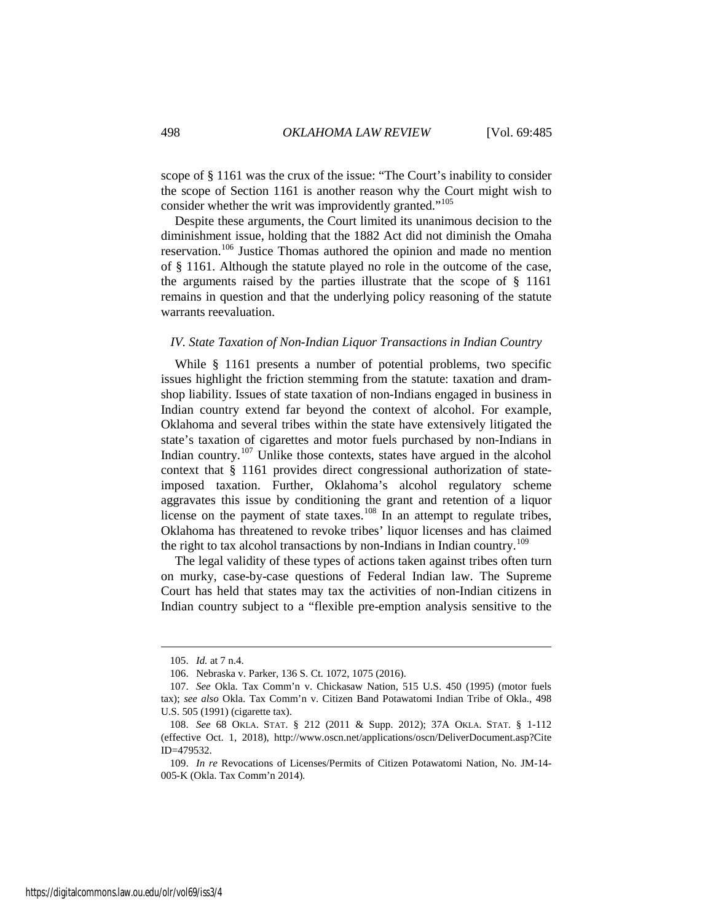scope of § 1161 was the crux of the issue: "The Court's inability to consider the scope of Section 1161 is another reason why the Court might wish to consider whether the writ was improvidently granted."[105]

Despite these arguments, the Court limited its unanimous decision to the diminishment issue, holding that the 1882 Act did not diminish the Omaha reservation.[106] Justice Thomas authored the opinion and made no mention of § 1161. Although the statute played no role in the outcome of the case, the arguments raised by the parties illustrate that the scope of § 1161 remains in question and that the underlying policy reasoning of the statute warrants reevaluation.

### *IV. State Taxation of Non-Indian Liquor Transactions in Indian Country*

While § 1161 presents a number of potential problems, two specific issues highlight the friction stemming from the statute: taxation and dram-shop liability. Issues of state taxation of non-Indians engaged in business in Indian country extend far beyond the context of alcohol. For example, Oklahoma and several tribes within the state have extensively litigated the state's taxation of cigarettes and motor fuels purchased by non-Indians in Indian country.[107] Unlike those contexts, states have argued in the alcohol context that § 1161 provides direct congressional authorization of state-imposed taxation. Further, Oklahoma's alcohol regulatory scheme aggravates this issue by conditioning the grant and retention of a liquor license on the payment of state taxes.[108] In an attempt to regulate tribes, Oklahoma has threatened to revoke tribes' liquor licenses and has claimed the right to tax alcohol transactions by non-Indians in Indian country.[109]

The legal validity of these types of actions taken against tribes often turn on murky, case-by-case questions of Federal Indian law. The Supreme Court has held that states may tax the activities of non-Indian citizens in Indian country subject to a "flexible pre-emption analysis sensitive to the

---

105. *Id.* at 7 n.4.

106. Nebraska v. Parker, 136 S. Ct. 1072, 1075 (2016).

107. *See* Okla. Tax Comm'n v. Chickasaw Nation, 515 U.S. 450 (1995) (motor fuels tax); *see also* Okla. Tax Comm'n v. Citizen Band Potawatomi Indian Tribe of Okla., 498 U.S. 505 (1991) (cigarette tax).

108. *See* 68 OKLA. STAT. § 212 (2011 & Supp. 2012); 37A OKLA. STAT. § 1-112 (effective Oct. 1, 2018), http://www.oscn.net/applications/oscn/DeliverDocument.asp?CiteID=479532.

109. *In re* Revocations of Licenses/Permits of Citizen Potawatomi Nation, No. JM-14-005-K (Okla. Tax Comm'n 2014).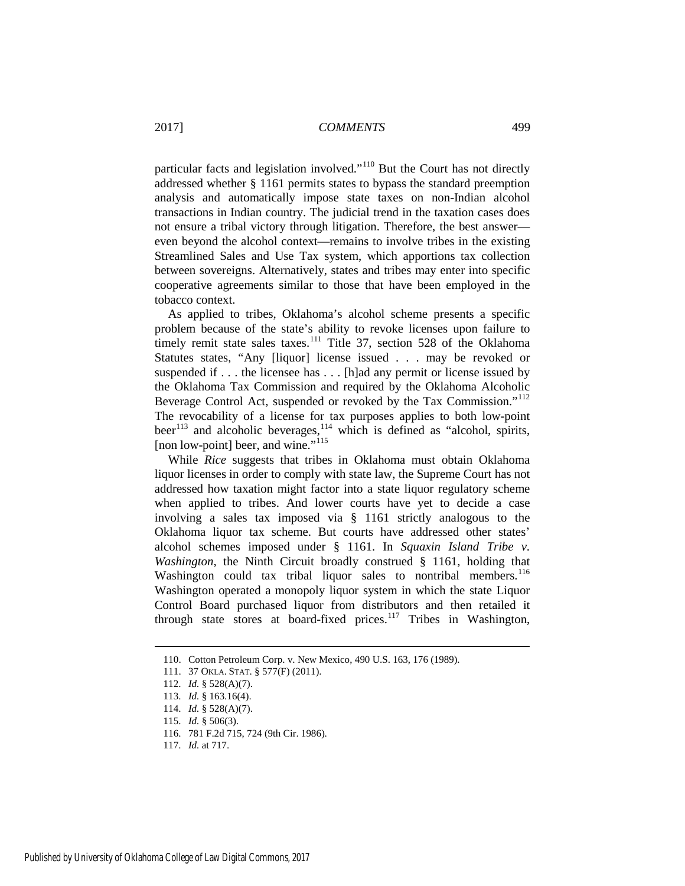particular facts and legislation involved."[110] But the Court has not directly addressed whether § 1161 permits states to bypass the standard preemption analysis and automatically impose state taxes on non-Indian alcohol transactions in Indian country. The judicial trend in the taxation cases does not ensure a tribal victory through litigation. Therefore, the best answer—even beyond the alcohol context—remains to involve tribes in the existing Streamlined Sales and Use Tax system, which apportions tax collection between sovereigns. Alternatively, states and tribes may enter into specific cooperative agreements similar to those that have been employed in the tobacco context.

As applied to tribes, Oklahoma's alcohol scheme presents a specific problem because of the state's ability to revoke licenses upon failure to timely remit state sales taxes.[111] Title 37, section 528 of the Oklahoma Statutes states, "Any [liquor] license issued . . . may be revoked or suspended if . . . the licensee has . . . [h]ad any permit or license issued by the Oklahoma Tax Commission and required by the Oklahoma Alcoholic Beverage Control Act, suspended or revoked by the Tax Commission."[112] The revocability of a license for tax purposes applies to both low-point beer[113] and alcoholic beverages,[114] which is defined as "alcohol, spirits, [non low-point] beer, and wine."[115]

While *Rice* suggests that tribes in Oklahoma must obtain Oklahoma liquor licenses in order to comply with state law, the Supreme Court has not addressed how taxation might factor into a state liquor regulatory scheme when applied to tribes. And lower courts have yet to decide a case involving a sales tax imposed via § 1161 strictly analogous to the Oklahoma liquor tax scheme. But courts have addressed other states' alcohol schemes imposed under § 1161. In *Squaxin Island Tribe v. Washington*, the Ninth Circuit broadly construed § 1161, holding that Washington could tax tribal liquor sales to nontribal members.[116] Washington operated a monopoly liquor system in which the state Liquor Control Board purchased liquor from distributors and then retailed it through state stores at board-fixed prices.[117] Tribes in Washington,

---

110. Cotton Petroleum Corp. v. New Mexico, 490 U.S. 163, 176 (1989).

111. 37 OKLA. STAT. § 577(F) (2011).

112. *Id.* § 528(A)(7).

113. *Id.* § 163.16(4).

114. *Id.* § 528(A)(7).

115. *Id.* § 506(3).

116. 781 F.2d 715, 724 (9th Cir. 1986).

117. *Id.* at 717.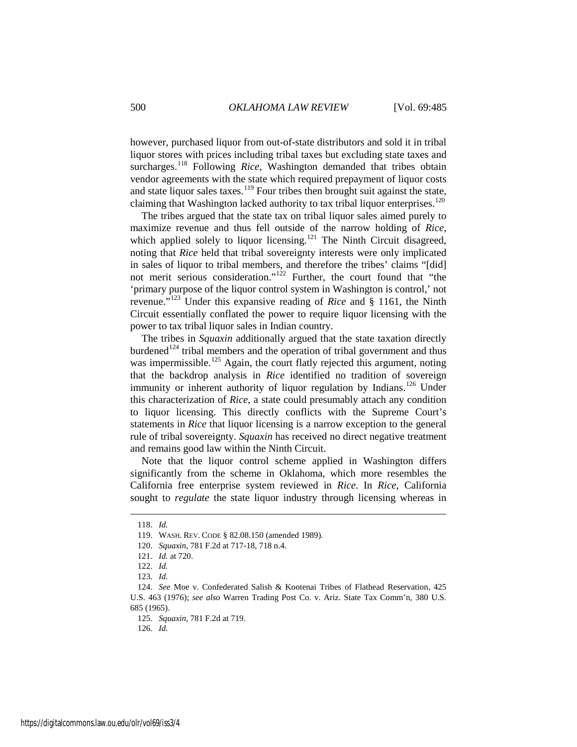however, purchased liquor from out-of-state distributors and sold it in tribal liquor stores with prices including tribal taxes but excluding state taxes and surcharges.[118] Following *Rice*, Washington demanded that tribes obtain vendor agreements with the state which required prepayment of liquor costs and state liquor sales taxes.[119] Four tribes then brought suit against the state, claiming that Washington lacked authority to tax tribal liquor enterprises.[120]

The tribes argued that the state tax on tribal liquor sales aimed purely to maximize revenue and thus fell outside of the narrow holding of *Rice*, which applied solely to liquor licensing.[121] The Ninth Circuit disagreed, noting that *Rice* held that tribal sovereignty interests were only implicated in sales of liquor to tribal members, and therefore the tribes' claims "[did] not merit serious consideration."[122] Further, the court found that "the 'primary purpose of the liquor control system in Washington is control,' not revenue."[123] Under this expansive reading of *Rice* and § 1161, the Ninth Circuit essentially conflated the power to require liquor licensing with the power to tax tribal liquor sales in Indian country.

The tribes in *Squaxin* additionally argued that the state taxation directly burdened[124] tribal members and the operation of tribal government and thus was impermissible.[125] Again, the court flatly rejected this argument, noting that the backdrop analysis in *Rice* identified no tradition of sovereign immunity or inherent authority of liquor regulation by Indians.[126] Under this characterization of *Rice*, a state could presumably attach any condition to liquor licensing. This directly conflicts with the Supreme Court's statements in *Rice* that liquor licensing is a narrow exception to the general rule of tribal sovereignty. *Squaxin* has received no direct negative treatment and remains good law within the Ninth Circuit.

Note that the liquor control scheme applied in Washington differs significantly from the scheme in Oklahoma, which more resembles the California free enterprise system reviewed in *Rice*. In *Rice*, California sought to *regulate* the state liquor industry through licensing whereas in

---

118. *Id.*

119. WASH. REV. CODE § 82.08.150 (amended 1989).

120. *Squaxin*, 781 F.2d at 717-18, 718 n.4.

121. *Id.* at 720.

122. *Id.*

123. *Id.*

124. *See* Moe v. Confederated Salish & Kootenai Tribes of Flathead Reservation, 425 U.S. 463 (1976); *see also* Warren Trading Post Co. v. Ariz. State Tax Comm'n, 380 U.S. 685 (1965).

125. *Squaxin*, 781 F.2d at 719.

126. *Id.*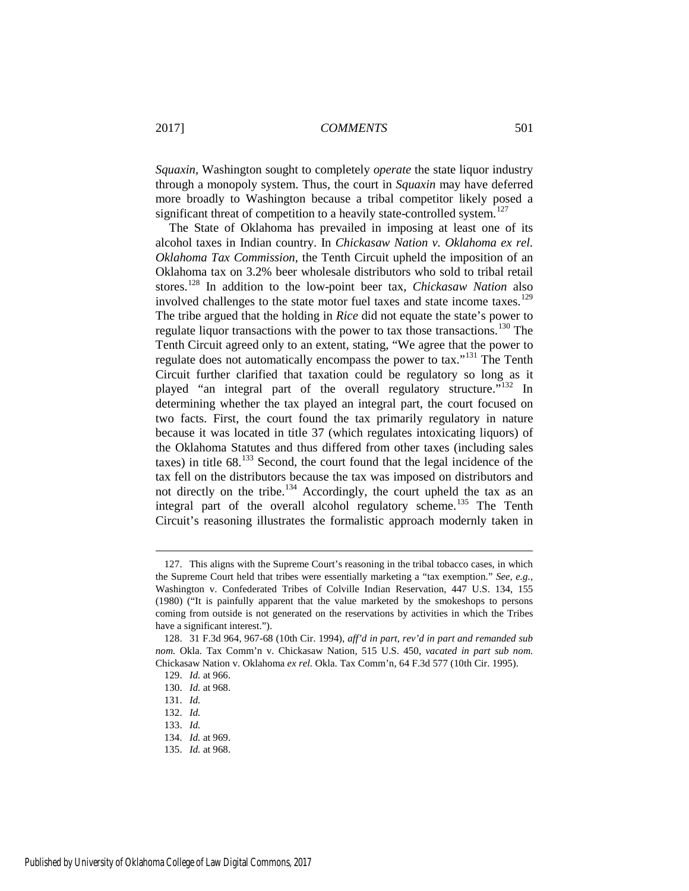*Squaxin*, Washington sought to completely *operate* the state liquor industry through a monopoly system. Thus, the court in *Squaxin* may have deferred more broadly to Washington because a tribal competitor likely posed a significant threat of competition to a heavily state-controlled system.[127]

The State of Oklahoma has prevailed in imposing at least one of its alcohol taxes in Indian country. In *Chickasaw Nation v. Oklahoma ex rel. Oklahoma Tax Commission*, the Tenth Circuit upheld the imposition of an Oklahoma tax on 3.2% beer wholesale distributors who sold to tribal retail stores.[128] In addition to the low-point beer tax, *Chickasaw Nation* also involved challenges to the state motor fuel taxes and state income taxes.[129] The tribe argued that the holding in *Rice* did not equate the state's power to regulate liquor transactions with the power to tax those transactions.[130] The Tenth Circuit agreed only to an extent, stating, "We agree that the power to regulate does not automatically encompass the power to tax."[131] The Tenth Circuit further clarified that taxation could be regulatory so long as it played "an integral part of the overall regulatory structure."[132] In determining whether the tax played an integral part, the court focused on two facts. First, the court found the tax primarily regulatory in nature because it was located in title 37 (which regulates intoxicating liquors) of the Oklahoma Statutes and thus differed from other taxes (including sales taxes) in title 68.[133] Second, the court found that the legal incidence of the tax fell on the distributors because the tax was imposed on distributors and not directly on the tribe.[134] Accordingly, the court upheld the tax as an integral part of the overall alcohol regulatory scheme.[135] The Tenth Circuit's reasoning illustrates the formalistic approach modernly taken in

---

127. This aligns with the Supreme Court's reasoning in the tribal tobacco cases, in which the Supreme Court held that tribes were essentially marketing a "tax exemption." *See, e.g.*, Washington v. Confederated Tribes of Colville Indian Reservation, 447 U.S. 134, 155 (1980) ("It is painfully apparent that the value marketed by the smokeshops to persons coming from outside is not generated on the reservations by activities in which the Tribes have a significant interest.").

128. 31 F.3d 964, 967-68 (10th Cir. 1994), *aff'd in part, rev'd in part and remanded sub nom.* Okla. Tax Comm'n v. Chickasaw Nation, 515 U.S. 450, *vacated in part sub nom.* Chickasaw Nation v. Oklahoma *ex rel.* Okla. Tax Comm'n, 64 F.3d 577 (10th Cir. 1995).

129. *Id.* at 966.

130. *Id.* at 968.

131. *Id.*

132. *Id.*

133. *Id.*

134. *Id.* at 969.

135. *Id.* at 968.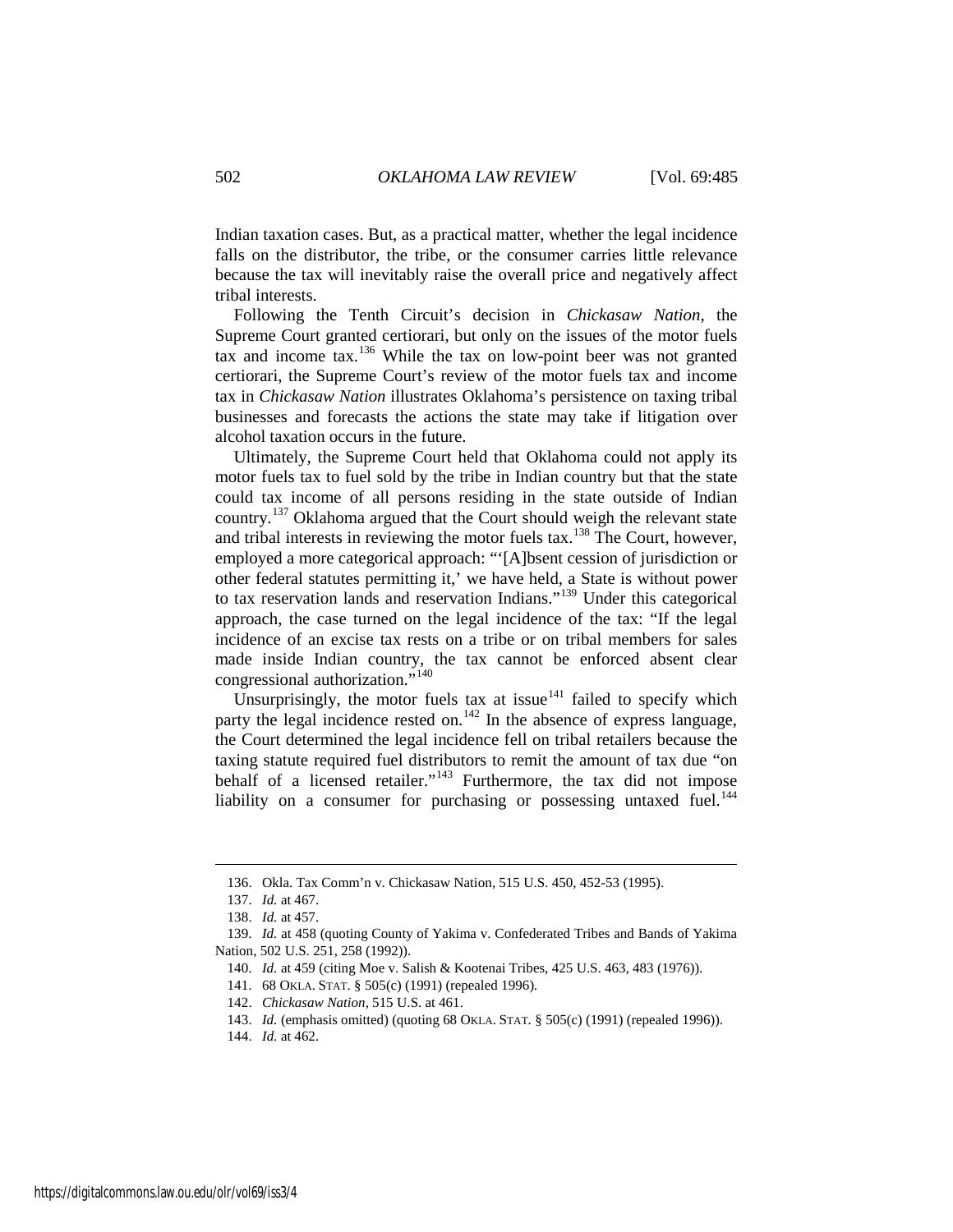Indian taxation cases. But, as a practical matter, whether the legal incidence falls on the distributor, the tribe, or the consumer carries little relevance because the tax will inevitably raise the overall price and negatively affect tribal interests.

Following the Tenth Circuit's decision in *Chickasaw Nation*, the Supreme Court granted certiorari, but only on the issues of the motor fuels tax and income tax.[136] While the tax on low-point beer was not granted certiorari, the Supreme Court's review of the motor fuels tax and income tax in *Chickasaw Nation* illustrates Oklahoma's persistence on taxing tribal businesses and forecasts the actions the state may take if litigation over alcohol taxation occurs in the future.

Ultimately, the Supreme Court held that Oklahoma could not apply its motor fuels tax to fuel sold by the tribe in Indian country but that the state could tax income of all persons residing in the state outside of Indian country.[137] Oklahoma argued that the Court should weigh the relevant state and tribal interests in reviewing the motor fuels tax.[138] The Court, however, employed a more categorical approach: "'[A]bsent cession of jurisdiction or other federal statutes permitting it,' we have held, a State is without power to tax reservation lands and reservation Indians."[139] Under this categorical approach, the case turned on the legal incidence of the tax: "If the legal incidence of an excise tax rests on a tribe or on tribal members for sales made inside Indian country, the tax cannot be enforced absent clear congressional authorization."[140]

Unsurprisingly, the motor fuels tax at issue[141] failed to specify which party the legal incidence rested on.[142] In the absence of express language, the Court determined the legal incidence fell on tribal retailers because the taxing statute required fuel distributors to remit the amount of tax due "on behalf of a licensed retailer."[143] Furthermore, the tax did not impose liability on a consumer for purchasing or possessing untaxed fuel.[144]

---

136. Okla. Tax Comm'n v. Chickasaw Nation, 515 U.S. 450, 452-53 (1995).

137. *Id.* at 467.

138. *Id.* at 457.

139. *Id.* at 458 (quoting County of Yakima v. Confederated Tribes and Bands of Yakima Nation, 502 U.S. 251, 258 (1992)).

140. *Id.* at 459 (citing Moe v. Salish & Kootenai Tribes, 425 U.S. 463, 483 (1976)).

141. 68 OKLA. STAT. § 505(c) (1991) (repealed 1996).

142. *Chickasaw Nation*, 515 U.S. at 461.

143. *Id.* (emphasis omitted) (quoting 68 OKLA. STAT. § 505(c) (1991) (repealed 1996)).

144. *Id.* at 462.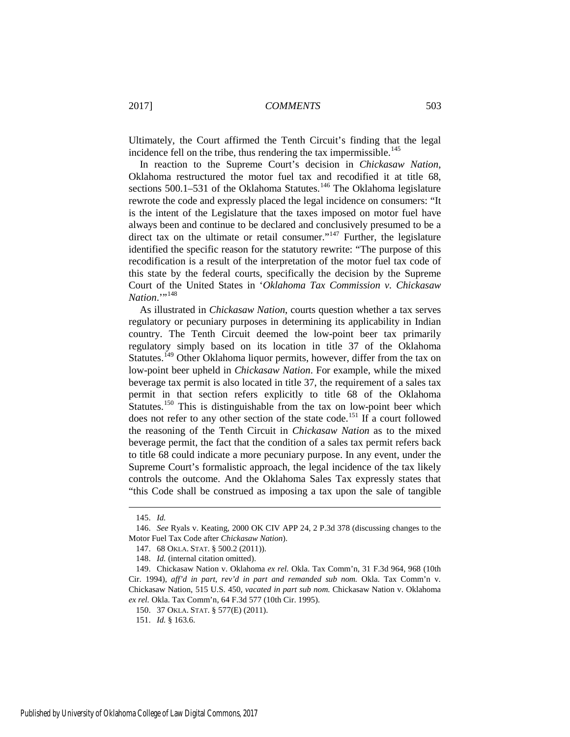Ultimately, the Court affirmed the Tenth Circuit's finding that the legal incidence fell on the tribe, thus rendering the tax impermissible.[145]

In reaction to the Supreme Court's decision in *Chickasaw Nation*, Oklahoma restructured the motor fuel tax and recodified it at title 68, sections 500.1–531 of the Oklahoma Statutes.[146] The Oklahoma legislature rewrote the code and expressly placed the legal incidence on consumers: "It is the intent of the Legislature that the taxes imposed on motor fuel have always been and continue to be declared and conclusively presumed to be a direct tax on the ultimate or retail consumer."[147] Further, the legislature identified the specific reason for the statutory rewrite: "The purpose of this recodification is a result of the interpretation of the motor fuel tax code of this state by the federal courts, specifically the decision by the Supreme Court of the United States in '*Oklahoma Tax Commission v. Chickasaw Nation*.'"[148]

As illustrated in *Chickasaw Nation*, courts question whether a tax serves regulatory or pecuniary purposes in determining its applicability in Indian country. The Tenth Circuit deemed the low-point beer tax primarily regulatory simply based on its location in title 37 of the Oklahoma Statutes.[149] Other Oklahoma liquor permits, however, differ from the tax on low-point beer upheld in *Chickasaw Nation*. For example, while the mixed beverage tax permit is also located in title 37, the requirement of a sales tax permit in that section refers explicitly to title 68 of the Oklahoma Statutes.[150] This is distinguishable from the tax on low-point beer which does not refer to any other section of the state code.[151] If a court followed the reasoning of the Tenth Circuit in *Chickasaw Nation* as to the mixed beverage permit, the fact that the condition of a sales tax permit refers back to title 68 could indicate a more pecuniary purpose. In any event, under the Supreme Court's formalistic approach, the legal incidence of the tax likely controls the outcome. And the Oklahoma Sales Tax expressly states that "this Code shall be construed as imposing a tax upon the sale of tangible

---

145. *Id.*

146. *See* Ryals v. Keating, 2000 OK CIV APP 24, 2 P.3d 378 (discussing changes to the Motor Fuel Tax Code after *Chickasaw Nation*).

147. 68 OKLA. STAT. § 500.2 (2011)).

148. *Id.* (internal citation omitted).

149. Chickasaw Nation v. Oklahoma *ex rel.* Okla. Tax Comm'n, 31 F.3d 964, 968 (10th Cir. 1994), *aff'd in part, rev'd in part and remanded sub nom.* Okla. Tax Comm'n v. Chickasaw Nation, 515 U.S. 450, *vacated in part sub nom.* Chickasaw Nation v. Oklahoma *ex rel.* Okla. Tax Comm'n, 64 F.3d 577 (10th Cir. 1995).

150. 37 OKLA. STAT. § 577(E) (2011).

151. *Id.* § 163.6.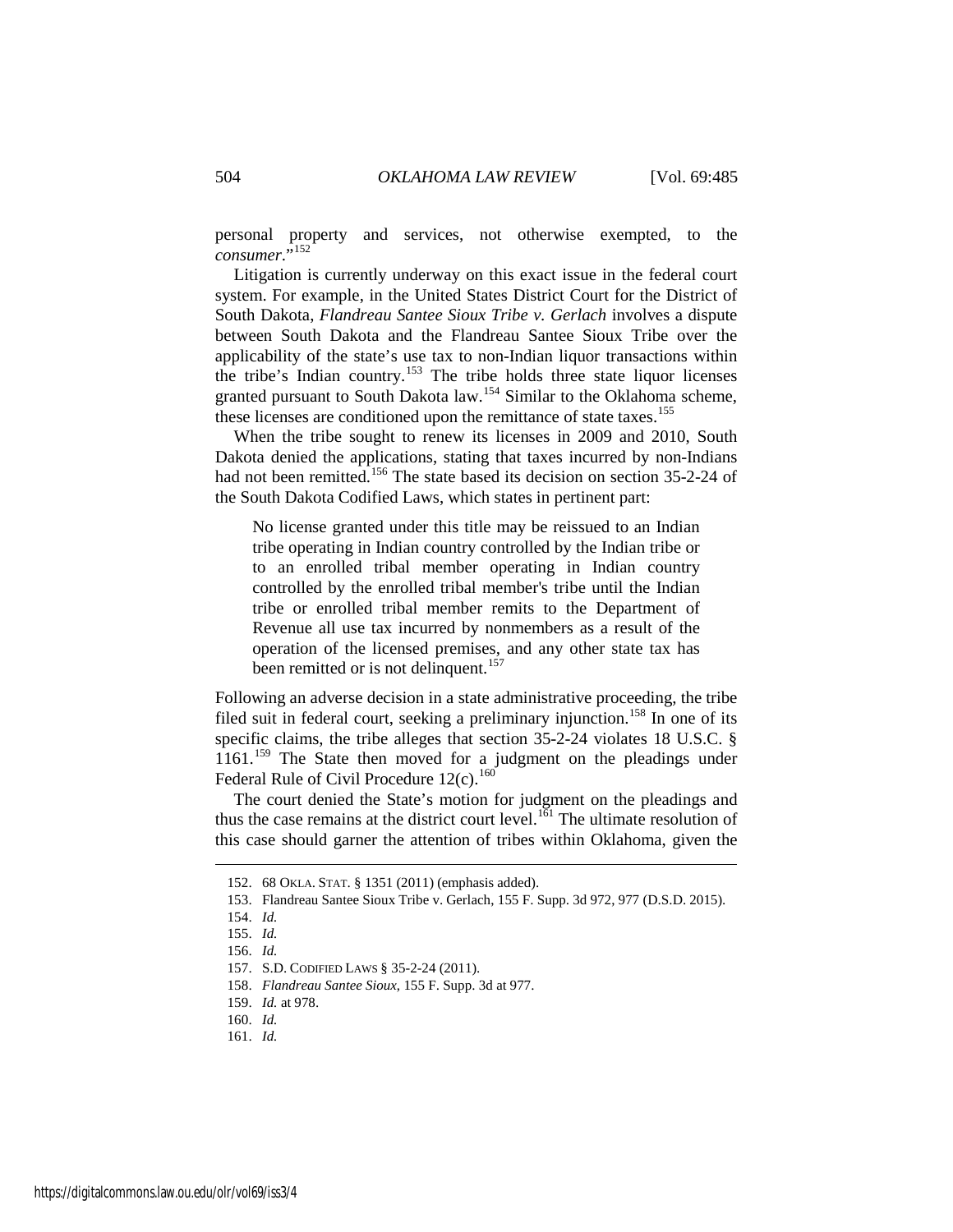personal property and services, not otherwise exempted, to the *consumer*."[152]

Litigation is currently underway on this exact issue in the federal court system. For example, in the United States District Court for the District of South Dakota, *Flandreau Santee Sioux Tribe v. Gerlach* involves a dispute between South Dakota and the Flandreau Santee Sioux Tribe over the applicability of the state's use tax to non-Indian liquor transactions within the tribe's Indian country.[153] The tribe holds three state liquor licenses granted pursuant to South Dakota law.[154] Similar to the Oklahoma scheme, these licenses are conditioned upon the remittance of state taxes.[155]

When the tribe sought to renew its licenses in 2009 and 2010, South Dakota denied the applications, stating that taxes incurred by non-Indians had not been remitted.[156] The state based its decision on section 35-2-24 of the South Dakota Codified Laws, which states in pertinent part:

> No license granted under this title may be reissued to an Indian tribe operating in Indian country controlled by the Indian tribe or to an enrolled tribal member operating in Indian country controlled by the enrolled tribal member's tribe until the Indian tribe or enrolled tribal member remits to the Department of Revenue all use tax incurred by nonmembers as a result of the operation of the licensed premises, and any other state tax has been remitted or is not delinquent.[157]

Following an adverse decision in a state administrative proceeding, the tribe filed suit in federal court, seeking a preliminary injunction.[158] In one of its specific claims, the tribe alleges that section 35-2-24 violates 18 U.S.C. § 1161.[159] The State then moved for a judgment on the pleadings under Federal Rule of Civil Procedure 12(c).[160]

The court denied the State's motion for judgment on the pleadings and thus the case remains at the district court level.[161] The ultimate resolution of this case should garner the attention of tribes within Oklahoma, given the

---

152. 68 OKLA. STAT. § 1351 (2011) (emphasis added).

153. Flandreau Santee Sioux Tribe v. Gerlach, 155 F. Supp. 3d 972, 977 (D.S.D. 2015).

154. *Id.*

155. *Id.*

156. *Id.*

157. S.D. CODIFIED LAWS § 35-2-24 (2011).

158. *Flandreau Santee Sioux*, 155 F. Supp. 3d at 977.

159. *Id.* at 978.

160. *Id.*

161. *Id.*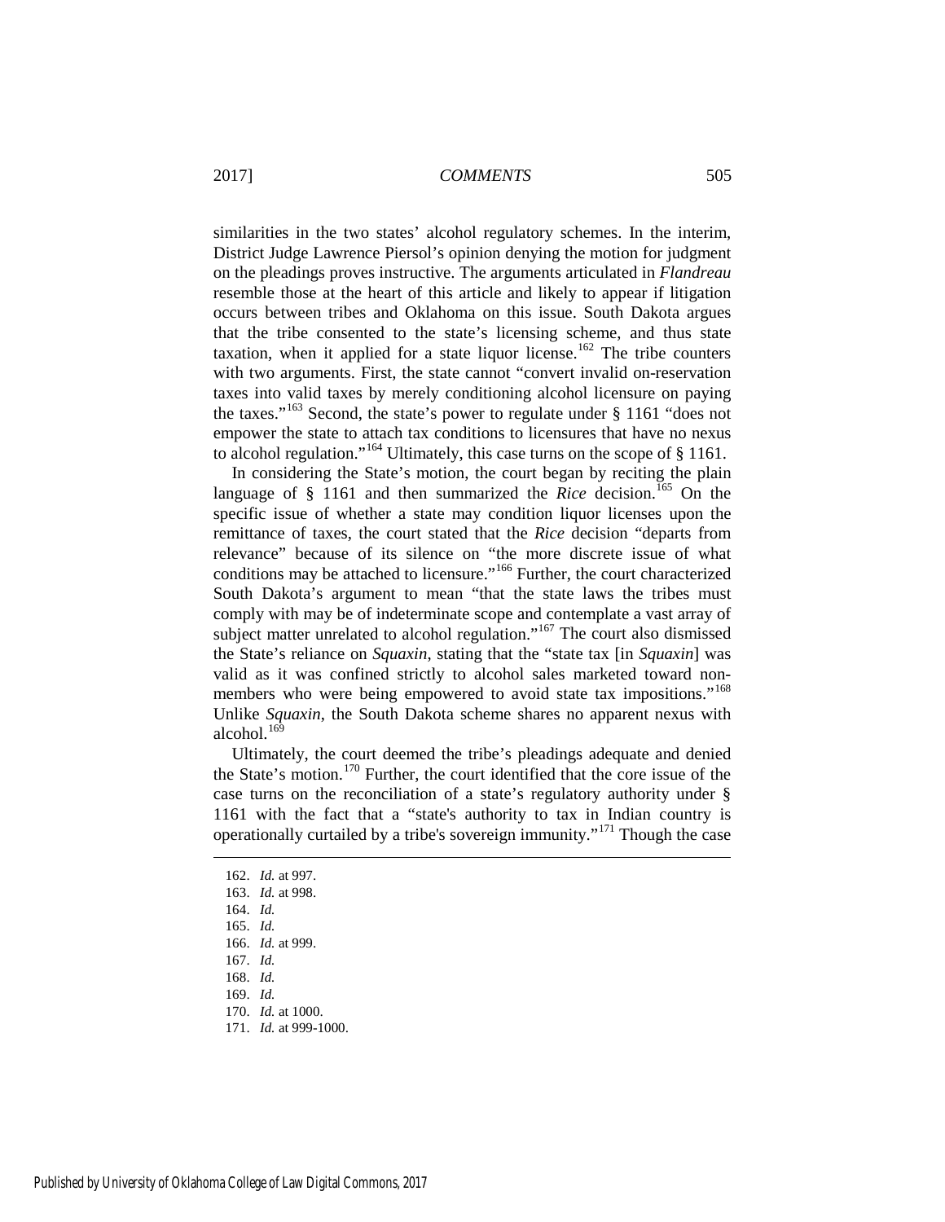similarities in the two states' alcohol regulatory schemes. In the interim, District Judge Lawrence Piersol's opinion denying the motion for judgment on the pleadings proves instructive. The arguments articulated in *Flandreau* resemble those at the heart of this article and likely to appear if litigation occurs between tribes and Oklahoma on this issue. South Dakota argues that the tribe consented to the state's licensing scheme, and thus state taxation, when it applied for a state liquor license.[162] The tribe counters with two arguments. First, the state cannot "convert invalid on-reservation taxes into valid taxes by merely conditioning alcohol licensure on paying the taxes."[163] Second, the state's power to regulate under § 1161 "does not empower the state to attach tax conditions to licensures that have no nexus to alcohol regulation."[164] Ultimately, this case turns on the scope of § 1161.

In considering the State's motion, the court began by reciting the plain language of § 1161 and then summarized the *Rice* decision.[165] On the specific issue of whether a state may condition liquor licenses upon the remittance of taxes, the court stated that the *Rice* decision "departs from relevance" because of its silence on "the more discrete issue of what conditions may be attached to licensure."[166] Further, the court characterized South Dakota's argument to mean "that the state laws the tribes must comply with may be of indeterminate scope and contemplate a vast array of subject matter unrelated to alcohol regulation."[167] The court also dismissed the State's reliance on *Squaxin*, stating that the "state tax [in *Squaxin*] was valid as it was confined strictly to alcohol sales marketed toward non-members who were being empowered to avoid state tax impositions."[168] Unlike *Squaxin*, the South Dakota scheme shares no apparent nexus with alcohol.[169]

Ultimately, the court deemed the tribe's pleadings adequate and denied the State's motion.[170] Further, the court identified that the core issue of the case turns on the reconciliation of a state's regulatory authority under § 1161 with the fact that a "state's authority to tax in Indian country is operationally curtailed by a tribe's sovereign immunity."[171] Though the case

---

162. *Id.* at 997.
163. *Id.* at 998.
164. *Id.*
165. *Id.*
166. *Id.* at 999.
167. *Id.*
168. *Id.*
169. *Id.*
170. *Id.* at 1000.
171. *Id.* at 999-1000.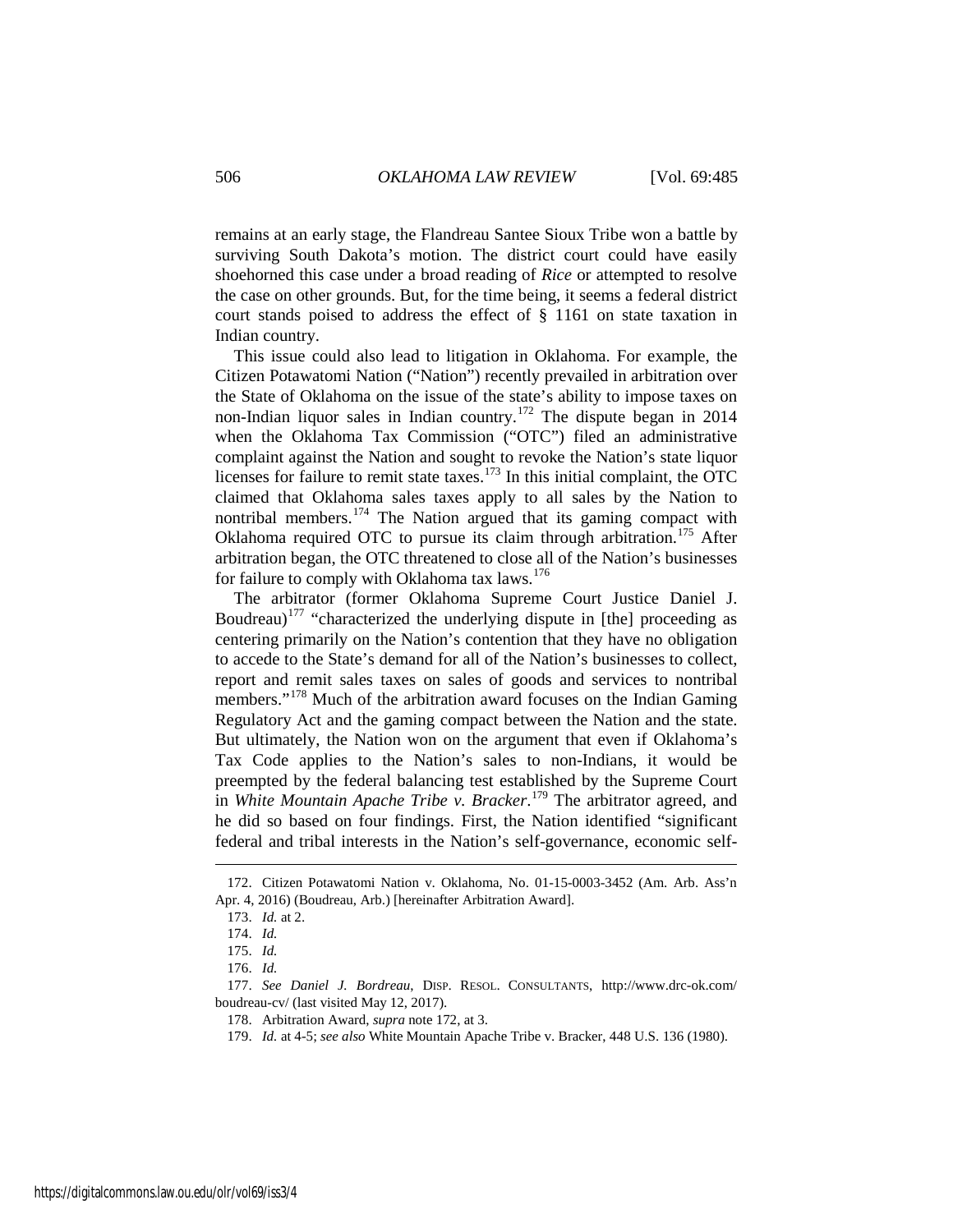remains at an early stage, the Flandreau Santee Sioux Tribe won a battle by surviving South Dakota's motion. The district court could have easily shoehorned this case under a broad reading of *Rice* or attempted to resolve the case on other grounds. But, for the time being, it seems a federal district court stands poised to address the effect of § 1161 on state taxation in Indian country.

This issue could also lead to litigation in Oklahoma. For example, the Citizen Potawatomi Nation ("Nation") recently prevailed in arbitration over the State of Oklahoma on the issue of the state's ability to impose taxes on non-Indian liquor sales in Indian country.[172] The dispute began in 2014 when the Oklahoma Tax Commission ("OTC") filed an administrative complaint against the Nation and sought to revoke the Nation's state liquor licenses for failure to remit state taxes.[173] In this initial complaint, the OTC claimed that Oklahoma sales taxes apply to all sales by the Nation to nontribal members.[174] The Nation argued that its gaming compact with Oklahoma required OTC to pursue its claim through arbitration.[175] After arbitration began, the OTC threatened to close all of the Nation's businesses for failure to comply with Oklahoma tax laws.[176]

The arbitrator (former Oklahoma Supreme Court Justice Daniel J. Boudreau)[177] "characterized the underlying dispute in [the] proceeding as centering primarily on the Nation's contention that they have no obligation to accede to the State's demand for all of the Nation's businesses to collect, report and remit sales taxes on sales of goods and services to nontribal members."[178] Much of the arbitration award focuses on the Indian Gaming Regulatory Act and the gaming compact between the Nation and the state. But ultimately, the Nation won on the argument that even if Oklahoma's Tax Code applies to the Nation's sales to non-Indians, it would be preempted by the federal balancing test established by the Supreme Court in *White Mountain Apache Tribe v. Bracker*.[179] The arbitrator agreed, and he did so based on four findings. First, the Nation identified "significant federal and tribal interests in the Nation's self-governance, economic self-

---

172. Citizen Potawatomi Nation v. Oklahoma, No. 01-15-0003-3452 (Am. Arb. Ass'n Apr. 4, 2016) (Boudreau, Arb.) [hereinafter Arbitration Award].

173. *Id.* at 2.

174. *Id.*

175. *Id.*

176. *Id.*

177. *See Daniel J. Bordreau*, DISP. RESOL. CONSULTANTS, http://www.drc-ok.com/boudreau-cv/ (last visited May 12, 2017).

178. Arbitration Award, *supra* note 172, at 3.

179. *Id.* at 4-5; *see also* White Mountain Apache Tribe v. Bracker, 448 U.S. 136 (1980).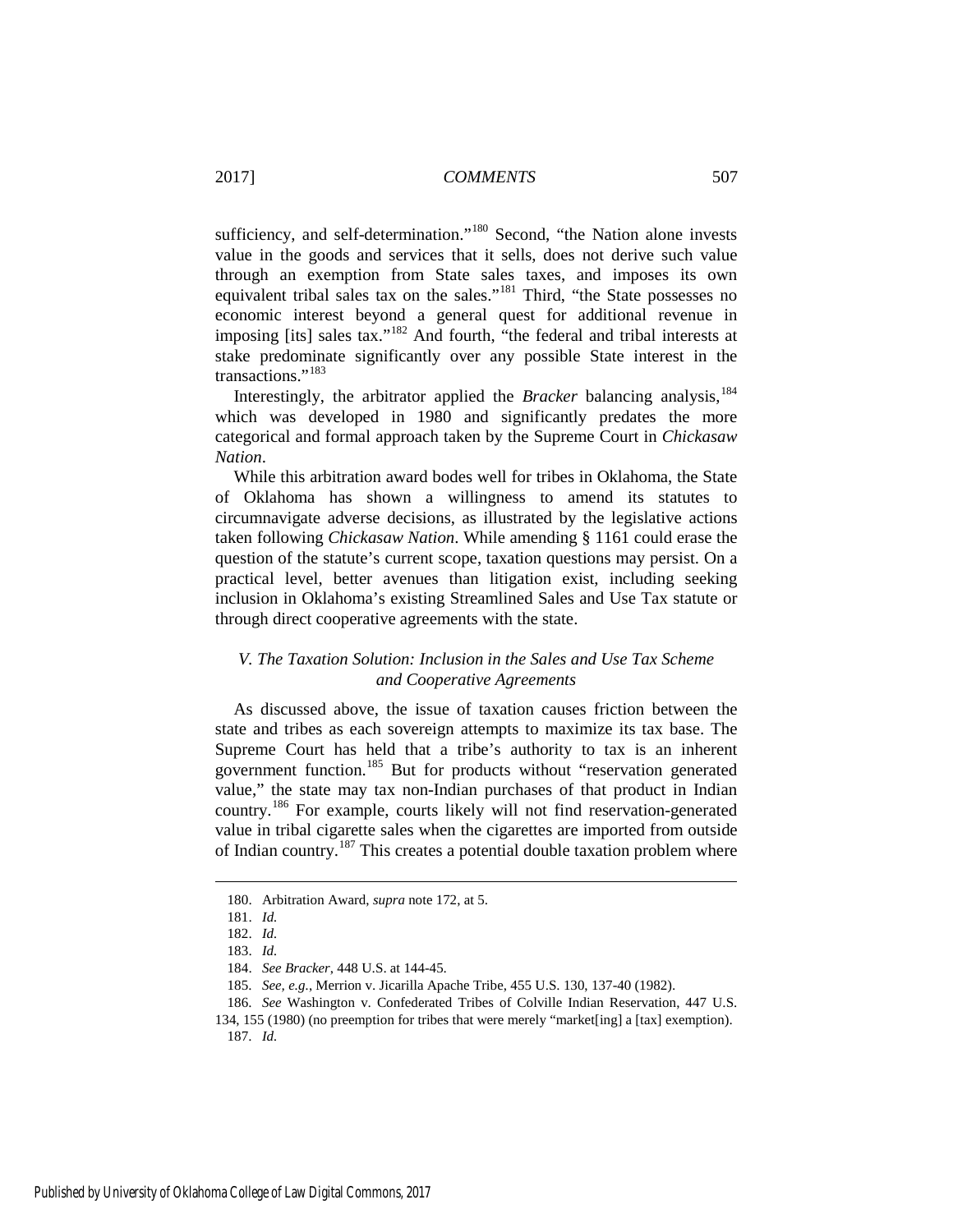sufficiency, and self-determination."[180] Second, "the Nation alone invests value in the goods and services that it sells, does not derive such value through an exemption from State sales taxes, and imposes its own equivalent tribal sales tax on the sales."[181] Third, "the State possesses no economic interest beyond a general quest for additional revenue in imposing [its] sales tax."[182] And fourth, "the federal and tribal interests at stake predominate significantly over any possible State interest in the transactions."[183]

Interestingly, the arbitrator applied the *Bracker* balancing analysis,[184] which was developed in 1980 and significantly predates the more categorical and formal approach taken by the Supreme Court in *Chickasaw Nation*.

While this arbitration award bodes well for tribes in Oklahoma, the State of Oklahoma has shown a willingness to amend its statutes to circumnavigate adverse decisions, as illustrated by the legislative actions taken following *Chickasaw Nation*. While amending § 1161 could erase the question of the statute's current scope, taxation questions may persist. On a practical level, better avenues than litigation exist, including seeking inclusion in Oklahoma's existing Streamlined Sales and Use Tax statute or through direct cooperative agreements with the state.

### *V. The Taxation Solution: Inclusion in the Sales and Use Tax Scheme and Cooperative Agreements*

As discussed above, the issue of taxation causes friction between the state and tribes as each sovereign attempts to maximize its tax base. The Supreme Court has held that a tribe's authority to tax is an inherent government function.[185] But for products without "reservation generated value," the state may tax non-Indian purchases of that product in Indian country.[186] For example, courts likely will not find reservation-generated value in tribal cigarette sales when the cigarettes are imported from outside of Indian country.[187] This creates a potential double taxation problem where

---

180. Arbitration Award, *supra* note 172, at 5.

181. *Id.*

182. *Id.*

183. *Id.*

184. *See Bracker*, 448 U.S. at 144-45.

185. *See, e.g.*, Merrion v. Jicarilla Apache Tribe, 455 U.S. 130, 137-40 (1982).

186. *See* Washington v. Confederated Tribes of Colville Indian Reservation, 447 U.S. 134, 155 (1980) (no preemption for tribes that were merely "market[ing] a [tax] exemption).

187. *Id.*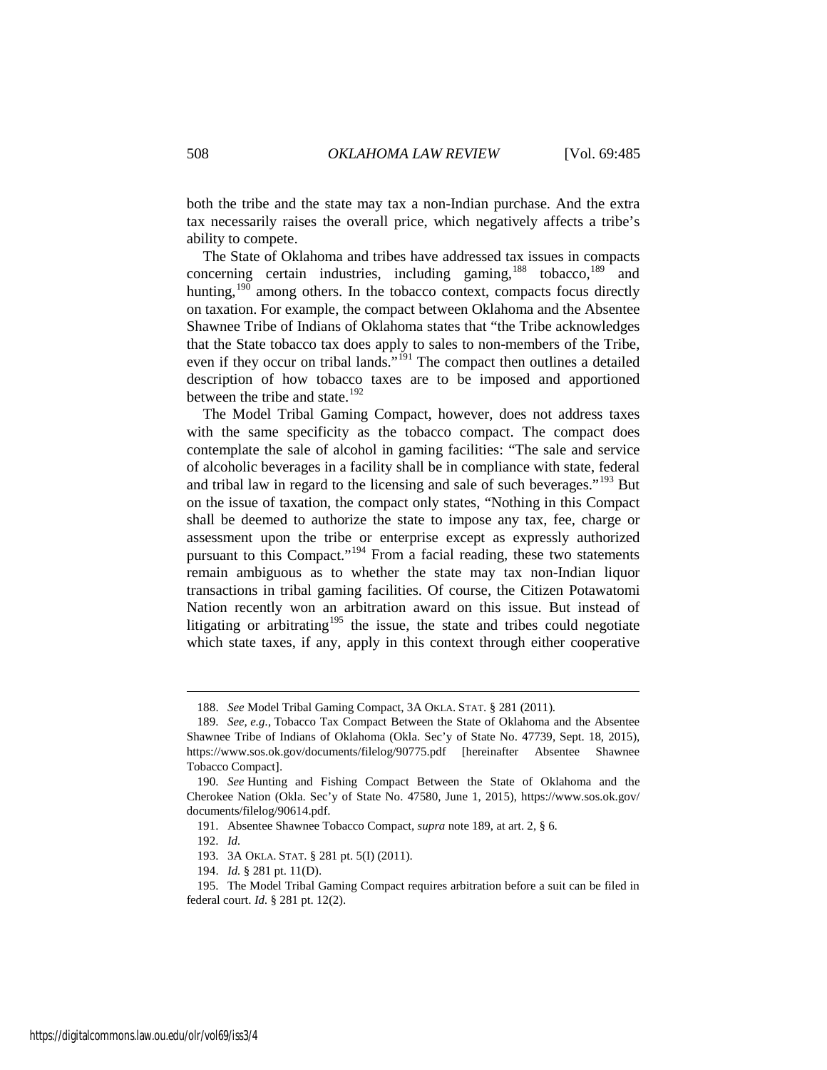both the tribe and the state may tax a non-Indian purchase. And the extra tax necessarily raises the overall price, which negatively affects a tribe's ability to compete.

The State of Oklahoma and tribes have addressed tax issues in compacts concerning certain industries, including gaming,[188] tobacco,[189] and hunting,[190] among others. In the tobacco context, compacts focus directly on taxation. For example, the compact between Oklahoma and the Absentee Shawnee Tribe of Indians of Oklahoma states that "the Tribe acknowledges that the State tobacco tax does apply to sales to non-members of the Tribe, even if they occur on tribal lands."[191] The compact then outlines a detailed description of how tobacco taxes are to be imposed and apportioned between the tribe and state.[192]

The Model Tribal Gaming Compact, however, does not address taxes with the same specificity as the tobacco compact. The compact does contemplate the sale of alcohol in gaming facilities: "The sale and service of alcoholic beverages in a facility shall be in compliance with state, federal and tribal law in regard to the licensing and sale of such beverages."[193] But on the issue of taxation, the compact only states, "Nothing in this Compact shall be deemed to authorize the state to impose any tax, fee, charge or assessment upon the tribe or enterprise except as expressly authorized pursuant to this Compact."[194] From a facial reading, these two statements remain ambiguous as to whether the state may tax non-Indian liquor transactions in tribal gaming facilities. Of course, the Citizen Potawatomi Nation recently won an arbitration award on this issue. But instead of litigating or arbitrating[195] the issue, the state and tribes could negotiate which state taxes, if any, apply in this context through either cooperative

---

188. *See* Model Tribal Gaming Compact, 3A OKLA. STAT. § 281 (2011).

189. *See, e.g.*, Tobacco Tax Compact Between the State of Oklahoma and the Absentee Shawnee Tribe of Indians of Oklahoma (Okla. Sec'y of State No. 47739, Sept. 18, 2015), https://www.sos.ok.gov/documents/filelog/90775.pdf [hereinafter Absentee Shawnee Tobacco Compact].

190. *See* Hunting and Fishing Compact Between the State of Oklahoma and the Cherokee Nation (Okla. Sec'y of State No. 47580, June 1, 2015), https://www.sos.ok.gov/documents/filelog/90614.pdf.

191. Absentee Shawnee Tobacco Compact, *supra* note 189, at art. 2, § 6.

192. *Id.*

193. 3A OKLA. STAT. § 281 pt. 5(I) (2011).

194. *Id.* § 281 pt. 11(D).

195. The Model Tribal Gaming Compact requires arbitration before a suit can be filed in federal court. *Id.* § 281 pt. 12(2).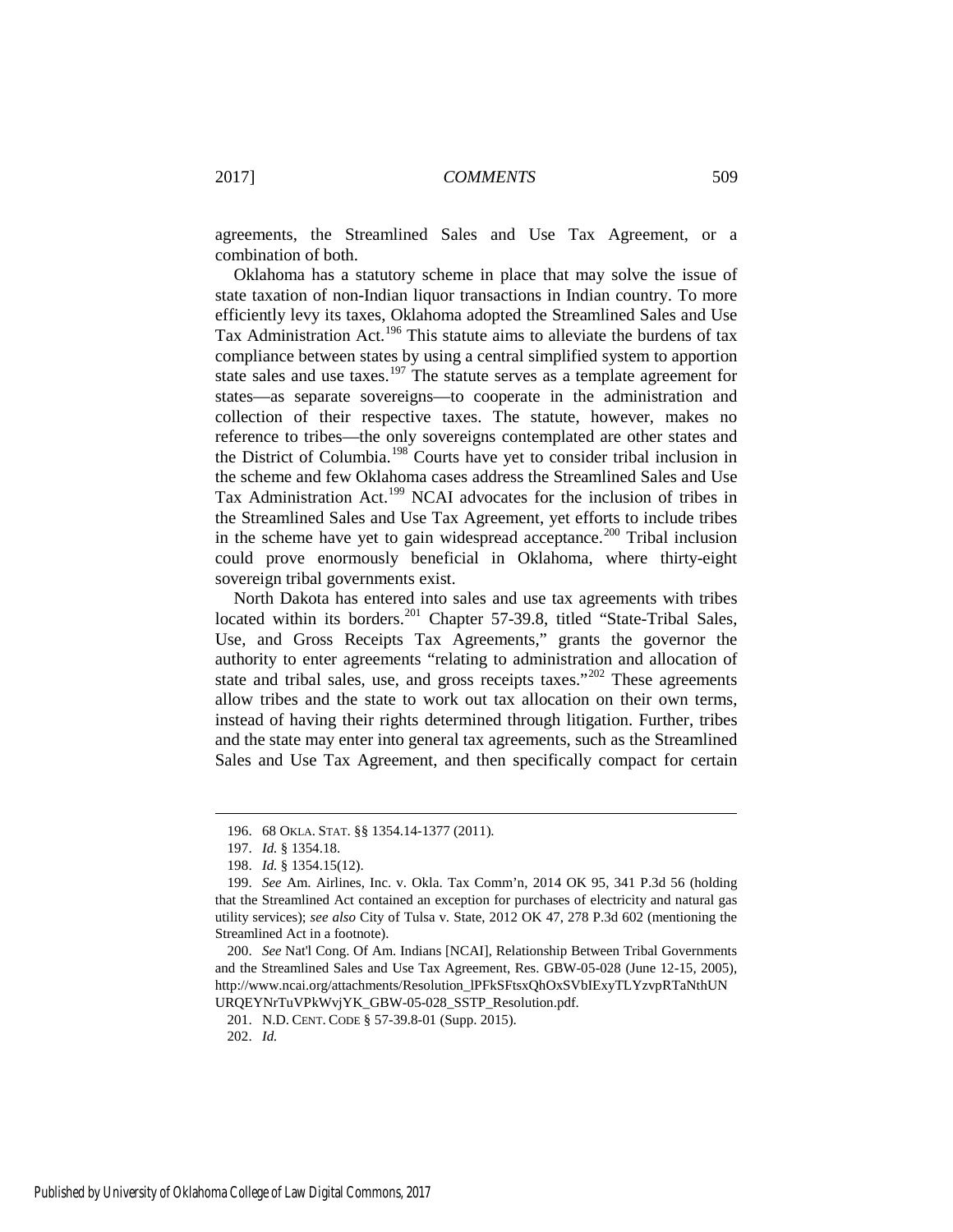agreements, the Streamlined Sales and Use Tax Agreement, or a combination of both.

Oklahoma has a statutory scheme in place that may solve the issue of state taxation of non-Indian liquor transactions in Indian country. To more efficiently levy its taxes, Oklahoma adopted the Streamlined Sales and Use Tax Administration Act.[196] This statute aims to alleviate the burdens of tax compliance between states by using a central simplified system to apportion state sales and use taxes.[197] The statute serves as a template agreement for states—as separate sovereigns—to cooperate in the administration and collection of their respective taxes. The statute, however, makes no reference to tribes—the only sovereigns contemplated are other states and the District of Columbia.[198] Courts have yet to consider tribal inclusion in the scheme and few Oklahoma cases address the Streamlined Sales and Use Tax Administration Act.[199] NCAI advocates for the inclusion of tribes in the Streamlined Sales and Use Tax Agreement, yet efforts to include tribes in the scheme have yet to gain widespread acceptance.[200] Tribal inclusion could prove enormously beneficial in Oklahoma, where thirty-eight sovereign tribal governments exist.

North Dakota has entered into sales and use tax agreements with tribes located within its borders.[201] Chapter 57-39.8, titled "State-Tribal Sales, Use, and Gross Receipts Tax Agreements," grants the governor the authority to enter agreements "relating to administration and allocation of state and tribal sales, use, and gross receipts taxes."[202] These agreements allow tribes and the state to work out tax allocation on their own terms, instead of having their rights determined through litigation. Further, tribes and the state may enter into general tax agreements, such as the Streamlined Sales and Use Tax Agreement, and then specifically compact for certain

---

196. 68 OKLA. STAT. §§ 1354.14-1377 (2011).

197. *Id.* § 1354.18.

198. *Id.* § 1354.15(12).

199. *See* Am. Airlines, Inc. v. Okla. Tax Comm'n, 2014 OK 95, 341 P.3d 56 (holding that the Streamlined Act contained an exception for purchases of electricity and natural gas utility services); *see also* City of Tulsa v. State, 2012 OK 47, 278 P.3d 602 (mentioning the Streamlined Act in a footnote).

200. *See* Nat'l Cong. Of Am. Indians [NCAI], Relationship Between Tribal Governments and the Streamlined Sales and Use Tax Agreement, Res. GBW-05-028 (June 12-15, 2005), http://www.ncai.org/attachments/Resolution_lPFkSFtsxQhOxSVbIExyTLYzvpRTaNthUNURQEYNrTuVPkWvjYK_GBW-05-028_SSTP_Resolution.pdf.

201. N.D. CENT. CODE § 57-39.8-01 (Supp. 2015).

202. *Id.*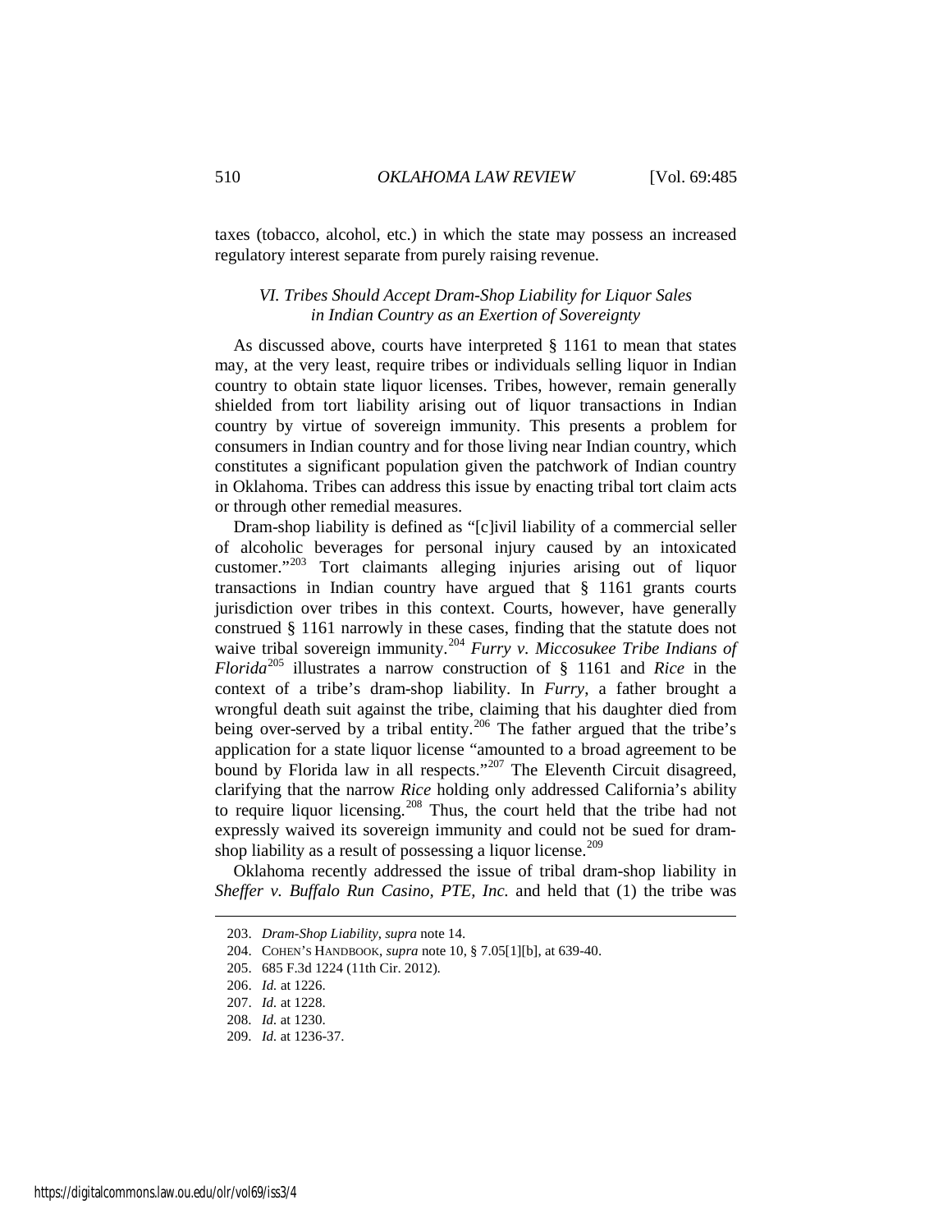taxes (tobacco, alcohol, etc.) in which the state may possess an increased regulatory interest separate from purely raising revenue.

### *VI. Tribes Should Accept Dram-Shop Liability for Liquor Sales in Indian Country as an Exertion of Sovereignty*

As discussed above, courts have interpreted § 1161 to mean that states may, at the very least, require tribes or individuals selling liquor in Indian country to obtain state liquor licenses. Tribes, however, remain generally shielded from tort liability arising out of liquor transactions in Indian country by virtue of sovereign immunity. This presents a problem for consumers in Indian country and for those living near Indian country, which constitutes a significant population given the patchwork of Indian country in Oklahoma. Tribes can address this issue by enacting tribal tort claim acts or through other remedial measures.

Dram-shop liability is defined as "[c]ivil liability of a commercial seller of alcoholic beverages for personal injury caused by an intoxicated customer."[203] Tort claimants alleging injuries arising out of liquor transactions in Indian country have argued that § 1161 grants courts jurisdiction over tribes in this context. Courts, however, have generally construed § 1161 narrowly in these cases, finding that the statute does not waive tribal sovereign immunity.[204] *Furry v. Miccosukee Tribe Indians of Florida*[205] illustrates a narrow construction of § 1161 and *Rice* in the context of a tribe's dram-shop liability. In *Furry*, a father brought a wrongful death suit against the tribe, claiming that his daughter died from being over-served by a tribal entity.[206] The father argued that the tribe's application for a state liquor license "amounted to a broad agreement to be bound by Florida law in all respects."[207] The Eleventh Circuit disagreed, clarifying that the narrow *Rice* holding only addressed California's ability to require liquor licensing.[208] Thus, the court held that the tribe had not expressly waived its sovereign immunity and could not be sued for dram-shop liability as a result of possessing a liquor license.[209]

Oklahoma recently addressed the issue of tribal dram-shop liability in *Sheffer v. Buffalo Run Casino, PTE, Inc.* and held that (1) the tribe was

---

203. *Dram-Shop Liability*, *supra* note 14.

204. COHEN'S HANDBOOK, *supra* note 10, § 7.05[1][b], at 639-40.

205. 685 F.3d 1224 (11th Cir. 2012).

206. *Id.* at 1226.

207. *Id.* at 1228.

208. *Id.* at 1230.

209. *Id.* at 1236-37.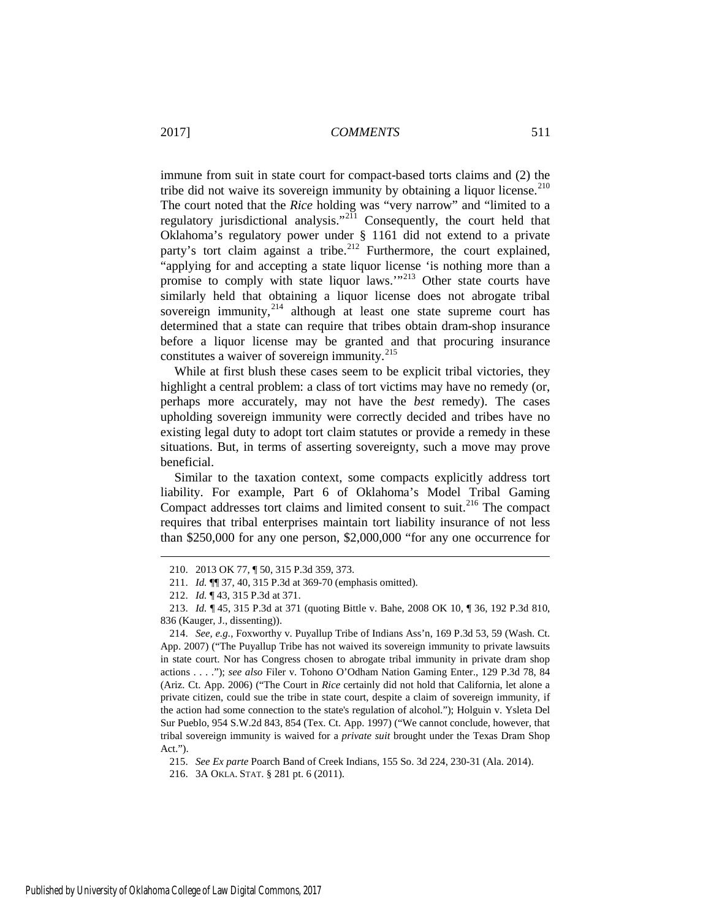immune from suit in state court for compact-based torts claims and (2) the tribe did not waive its sovereign immunity by obtaining a liquor license.[210] The court noted that the *Rice* holding was "very narrow" and "limited to a regulatory jurisdictional analysis."[211] Consequently, the court held that Oklahoma's regulatory power under § 1161 did not extend to a private party's tort claim against a tribe.[212] Furthermore, the court explained, "applying for and accepting a state liquor license 'is nothing more than a promise to comply with state liquor laws.'"[213] Other state courts have similarly held that obtaining a liquor license does not abrogate tribal sovereign immunity,[214] although at least one state supreme court has determined that a state can require that tribes obtain dram-shop insurance before a liquor license may be granted and that procuring insurance constitutes a waiver of sovereign immunity.[215]

While at first blush these cases seem to be explicit tribal victories, they highlight a central problem: a class of tort victims may have no remedy (or, perhaps more accurately, may not have the *best* remedy). The cases upholding sovereign immunity were correctly decided and tribes have no existing legal duty to adopt tort claim statutes or provide a remedy in these situations. But, in terms of asserting sovereignty, such a move may prove beneficial.

Similar to the taxation context, some compacts explicitly address tort liability. For example, Part 6 of Oklahoma's Model Tribal Gaming Compact addresses tort claims and limited consent to suit.[216] The compact requires that tribal enterprises maintain tort liability insurance of not less than $250,000 for any one person, $2,000,000 "for any one occurrence for

---

210. 2013 OK 77, ¶ 50, 315 P.3d 359, 373.

211. *Id.* ¶¶ 37, 40, 315 P.3d at 369-70 (emphasis omitted).

212. *Id.* ¶ 43, 315 P.3d at 371.

213. *Id.* ¶ 45, 315 P.3d at 371 (quoting Bittle v. Bahe, 2008 OK 10, ¶ 36, 192 P.3d 810, 836 (Kauger, J., dissenting)).

214. *See, e.g.*, Foxworthy v. Puyallup Tribe of Indians Ass'n, 169 P.3d 53, 59 (Wash. Ct. App. 2007) ("The Puyallup Tribe has not waived its sovereign immunity to private lawsuits in state court. Nor has Congress chosen to abrogate tribal immunity in private dram shop actions . . . ."); *see also* Filer v. Tohono O'Odham Nation Gaming Enter., 129 P.3d 78, 84 (Ariz. Ct. App. 2006) ("The Court in *Rice* certainly did not hold that California, let alone a private citizen, could sue the tribe in state court, despite a claim of sovereign immunity, if the action had some connection to the state's regulation of alcohol."); Holguin v. Ysleta Del Sur Pueblo, 954 S.W.2d 843, 854 (Tex. Ct. App. 1997) ("We cannot conclude, however, that tribal sovereign immunity is waived for a *private suit* brought under the Texas Dram Shop Act.").

215. *See Ex parte* Poarch Band of Creek Indians, 155 So. 3d 224, 230-31 (Ala. 2014).

216. 3A OKLA. STAT. § 281 pt. 6 (2011).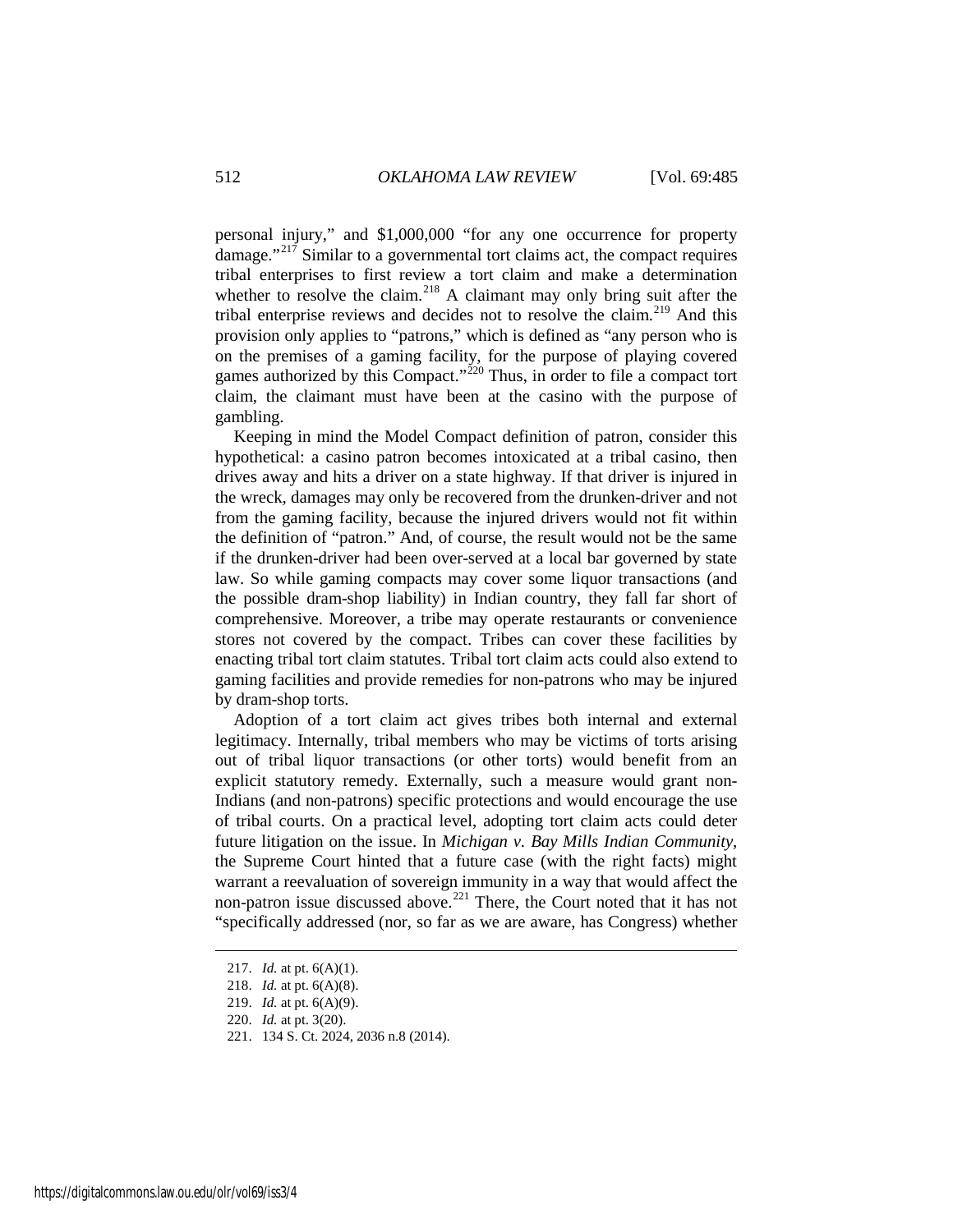personal injury," and $1,000,000 "for any one occurrence for property damage."[217] Similar to a governmental tort claims act, the compact requires tribal enterprises to first review a tort claim and make a determination whether to resolve the claim.[218] A claimant may only bring suit after the tribal enterprise reviews and decides not to resolve the claim.[219] And this provision only applies to "patrons," which is defined as "any person who is on the premises of a gaming facility, for the purpose of playing covered games authorized by this Compact."[220] Thus, in order to file a compact tort claim, the claimant must have been at the casino with the purpose of gambling.

Keeping in mind the Model Compact definition of patron, consider this hypothetical: a casino patron becomes intoxicated at a tribal casino, then drives away and hits a driver on a state highway. If that driver is injured in the wreck, damages may only be recovered from the drunken-driver and not from the gaming facility, because the injured drivers would not fit within the definition of "patron." And, of course, the result would not be the same if the drunken-driver had been over-served at a local bar governed by state law. So while gaming compacts may cover some liquor transactions (and the possible dram-shop liability) in Indian country, they fall far short of comprehensive. Moreover, a tribe may operate restaurants or convenience stores not covered by the compact. Tribes can cover these facilities by enacting tribal tort claim statutes. Tribal tort claim acts could also extend to gaming facilities and provide remedies for non-patrons who may be injured by dram-shop torts.

Adoption of a tort claim act gives tribes both internal and external legitimacy. Internally, tribal members who may be victims of torts arising out of tribal liquor transactions (or other torts) would benefit from an explicit statutory remedy. Externally, such a measure would grant non-Indians (and non-patrons) specific protections and would encourage the use of tribal courts. On a practical level, adopting tort claim acts could deter future litigation on the issue. In *Michigan v. Bay Mills Indian Community*, the Supreme Court hinted that a future case (with the right facts) might warrant a reevaluation of sovereign immunity in a way that would affect the non-patron issue discussed above.[221] There, the Court noted that it has not "specifically addressed (nor, so far as we are aware, has Congress) whether

---

217. *Id.* at pt. 6(A)(1).

218. *Id.* at pt. 6(A)(8).

219. *Id.* at pt. 6(A)(9).

220. *Id.* at pt. 3(20).

221. 134 S. Ct. 2024, 2036 n.8 (2014).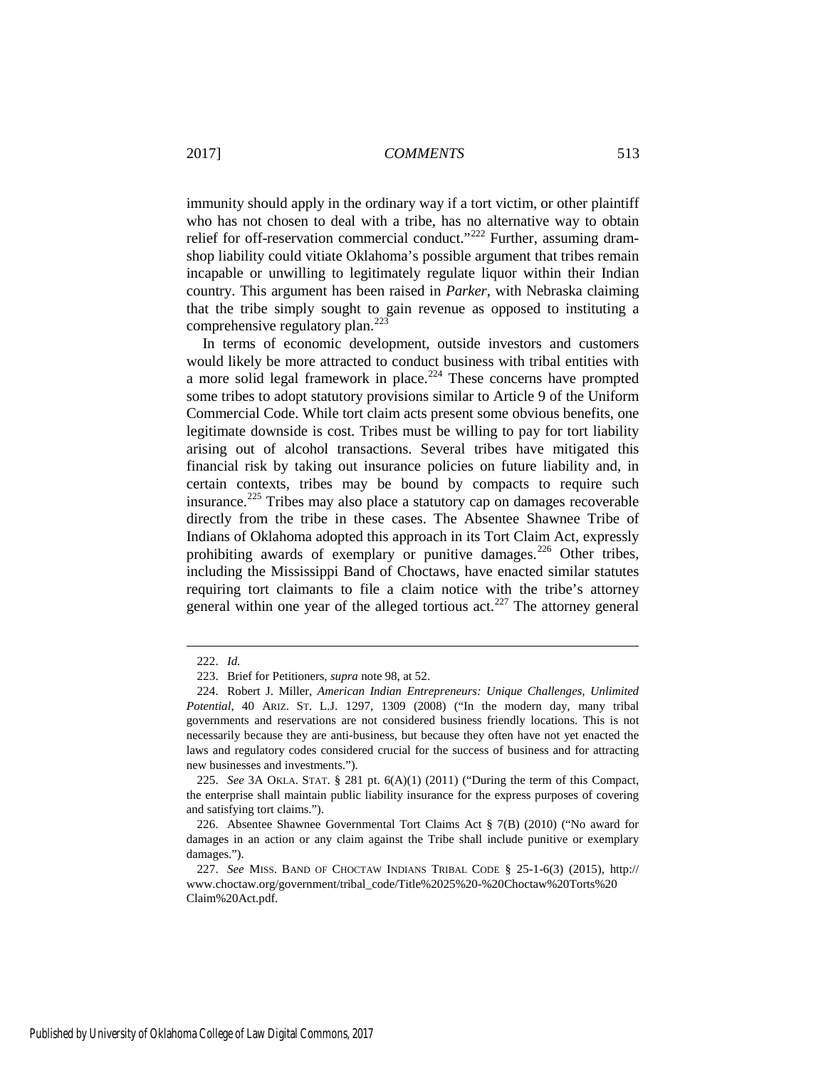immunity should apply in the ordinary way if a tort victim, or other plaintiff who has not chosen to deal with a tribe, has no alternative way to obtain relief for off-reservation commercial conduct."[222] Further, assuming dram-shop liability could vitiate Oklahoma's possible argument that tribes remain incapable or unwilling to legitimately regulate liquor within their Indian country. This argument has been raised in *Parker*, with Nebraska claiming that the tribe simply sought to gain revenue as opposed to instituting a comprehensive regulatory plan.[223]

In terms of economic development, outside investors and customers would likely be more attracted to conduct business with tribal entities with a more solid legal framework in place.[224] These concerns have prompted some tribes to adopt statutory provisions similar to Article 9 of the Uniform Commercial Code. While tort claim acts present some obvious benefits, one legitimate downside is cost. Tribes must be willing to pay for tort liability arising out of alcohol transactions. Several tribes have mitigated this financial risk by taking out insurance policies on future liability and, in certain contexts, tribes may be bound by compacts to require such insurance.[225] Tribes may also place a statutory cap on damages recoverable directly from the tribe in these cases. The Absentee Shawnee Tribe of Indians of Oklahoma adopted this approach in its Tort Claim Act, expressly prohibiting awards of exemplary or punitive damages.[226] Other tribes, including the Mississippi Band of Choctaws, have enacted similar statutes requiring tort claimants to file a claim notice with the tribe's attorney general within one year of the alleged tortious act.[227] The attorney general

---

222. *Id.*

223. Brief for Petitioners, *supra* note 98, at 52.

224. Robert J. Miller, *American Indian Entrepreneurs: Unique Challenges, Unlimited Potential*, 40 ARIZ. ST. L.J. 1297, 1309 (2008) ("In the modern day, many tribal governments and reservations are not considered business friendly locations. This is not necessarily because they are anti-business, but because they often have not yet enacted the laws and regulatory codes considered crucial for the success of business and for attracting new businesses and investments.").

225. *See* 3A OKLA. STAT. § 281 pt. 6(A)(1) (2011) ("During the term of this Compact, the enterprise shall maintain public liability insurance for the express purposes of covering and satisfying tort claims.").

226. Absentee Shawnee Governmental Tort Claims Act § 7(B) (2010) ("No award for damages in an action or any claim against the Tribe shall include punitive or exemplary damages.").

227. *See* MISS. BAND OF CHOCTAW INDIANS TRIBAL CODE § 25-1-6(3) (2015), http://www.choctaw.org/government/tribal_code/Title%2025%20-%20Choctaw%20Torts%20Claim%20Act.pdf.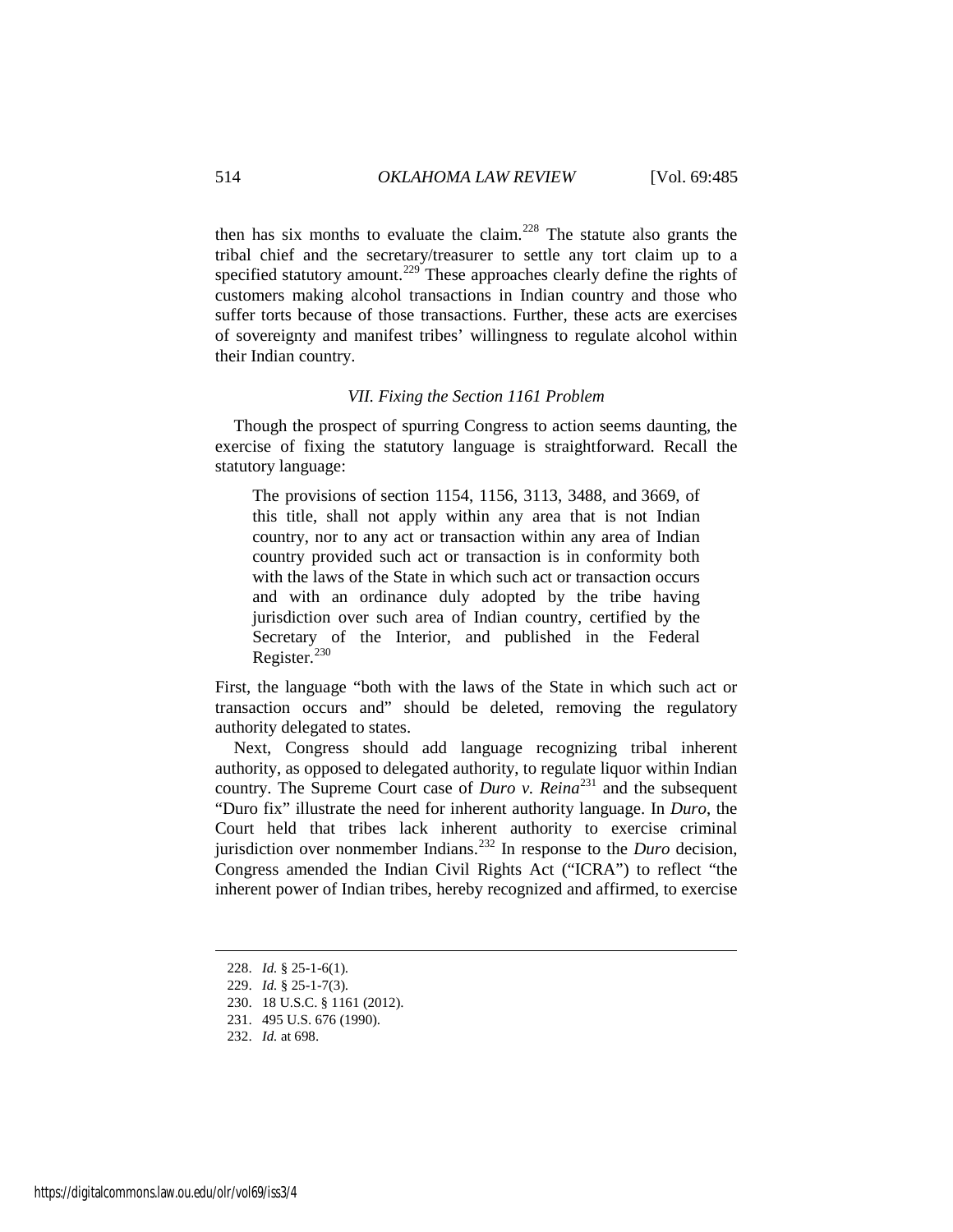then has six months to evaluate the claim.[228] The statute also grants the tribal chief and the secretary/treasurer to settle any tort claim up to a specified statutory amount.[229] These approaches clearly define the rights of customers making alcohol transactions in Indian country and those who suffer torts because of those transactions. Further, these acts are exercises of sovereignty and manifest tribes' willingness to regulate alcohol within their Indian country.

### *VII. Fixing the Section 1161 Problem*

Though the prospect of spurring Congress to action seems daunting, the exercise of fixing the statutory language is straightforward. Recall the statutory language:

> The provisions of section 1154, 1156, 3113, 3488, and 3669, of this title, shall not apply within any area that is not Indian country, nor to any act or transaction within any area of Indian country provided such act or transaction is in conformity both with the laws of the State in which such act or transaction occurs and with an ordinance duly adopted by the tribe having jurisdiction over such area of Indian country, certified by the Secretary of the Interior, and published in the Federal Register.[230]

First, the language "both with the laws of the State in which such act or transaction occurs and" should be deleted, removing the regulatory authority delegated to states.

Next, Congress should add language recognizing tribal inherent authority, as opposed to delegated authority, to regulate liquor within Indian country. The Supreme Court case of *Duro v. Reina*[231] and the subsequent "Duro fix" illustrate the need for inherent authority language. In *Duro*, the Court held that tribes lack inherent authority to exercise criminal jurisdiction over nonmember Indians.[232] In response to the *Duro* decision, Congress amended the Indian Civil Rights Act ("ICRA") to reflect "the inherent power of Indian tribes, hereby recognized and affirmed, to exercise

---

228. *Id.* § 25-1-6(1).
229. *Id.* § 25-1-7(3).
230. 18 U.S.C. § 1161 (2012).
231. 495 U.S. 676 (1990).
232. *Id.* at 698.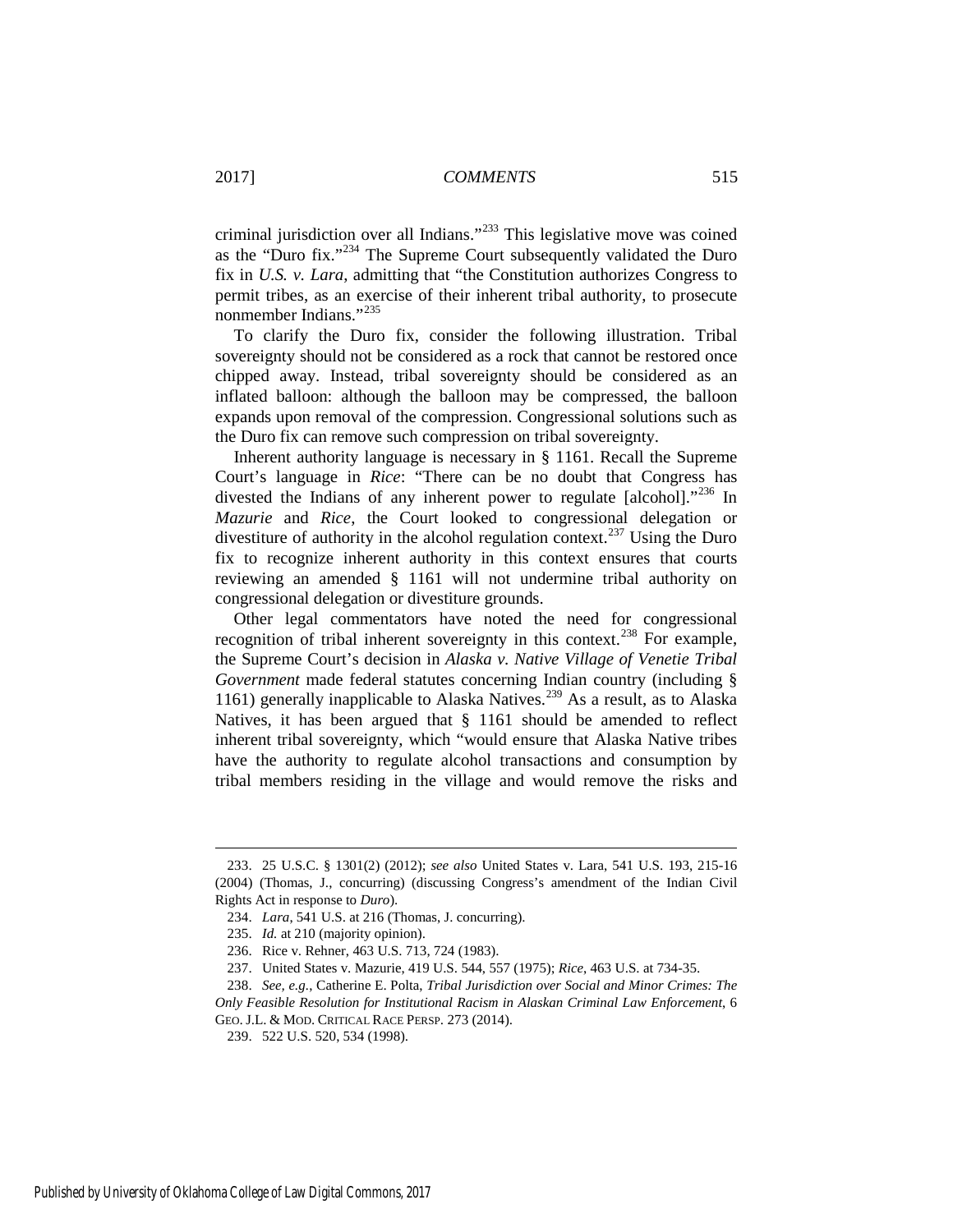criminal jurisdiction over all Indians."[233] This legislative move was coined as the "Duro fix."[234] The Supreme Court subsequently validated the Duro fix in *U.S. v. Lara*, admitting that "the Constitution authorizes Congress to permit tribes, as an exercise of their inherent tribal authority, to prosecute nonmember Indians."[235]

To clarify the Duro fix, consider the following illustration. Tribal sovereignty should not be considered as a rock that cannot be restored once chipped away. Instead, tribal sovereignty should be considered as an inflated balloon: although the balloon may be compressed, the balloon expands upon removal of the compression. Congressional solutions such as the Duro fix can remove such compression on tribal sovereignty.

Inherent authority language is necessary in § 1161. Recall the Supreme Court's language in *Rice*: "There can be no doubt that Congress has divested the Indians of any inherent power to regulate [alcohol]."[236] In *Mazurie* and *Rice*, the Court looked to congressional delegation or divestiture of authority in the alcohol regulation context.[237] Using the Duro fix to recognize inherent authority in this context ensures that courts reviewing an amended § 1161 will not undermine tribal authority on congressional delegation or divestiture grounds.

Other legal commentators have noted the need for congressional recognition of tribal inherent sovereignty in this context.[238] For example, the Supreme Court's decision in *Alaska v. Native Village of Venetie Tribal Government* made federal statutes concerning Indian country (including § 1161) generally inapplicable to Alaska Natives.[239] As a result, as to Alaska Natives, it has been argued that § 1161 should be amended to reflect inherent tribal sovereignty, which "would ensure that Alaska Native tribes have the authority to regulate alcohol transactions and consumption by tribal members residing in the village and would remove the risks and

---

233. 25 U.S.C. § 1301(2) (2012); *see also* United States v. Lara, 541 U.S. 193, 215-16 (2004) (Thomas, J., concurring) (discussing Congress's amendment of the Indian Civil Rights Act in response to *Duro*).

234. *Lara*, 541 U.S. at 216 (Thomas, J. concurring).

235. *Id.* at 210 (majority opinion).

236. Rice v. Rehner, 463 U.S. 713, 724 (1983).

237. United States v. Mazurie, 419 U.S. 544, 557 (1975); *Rice*, 463 U.S. at 734-35.

238. *See, e.g.*, Catherine E. Polta, *Tribal Jurisdiction over Social and Minor Crimes: The Only Feasible Resolution for Institutional Racism in Alaskan Criminal Law Enforcement*, 6 GEO. J.L. & MOD. CRITICAL RACE PERSP. 273 (2014).

239. 522 U.S. 520, 534 (1998).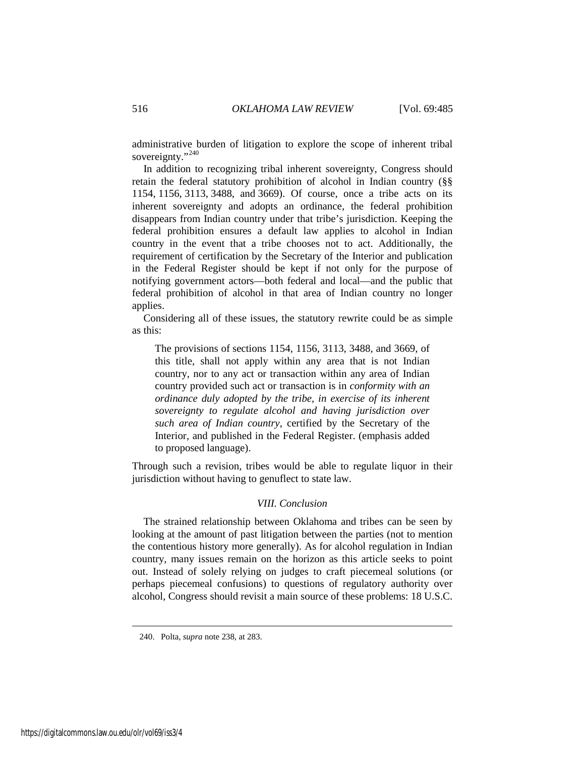administrative burden of litigation to explore the scope of inherent tribal sovereignty."[240]

In addition to recognizing tribal inherent sovereignty, Congress should retain the federal statutory prohibition of alcohol in Indian country (§§ 1154, 1156, 3113, 3488, and 3669). Of course, once a tribe acts on its inherent sovereignty and adopts an ordinance, the federal prohibition disappears from Indian country under that tribe's jurisdiction. Keeping the federal prohibition ensures a default law applies to alcohol in Indian country in the event that a tribe chooses not to act. Additionally, the requirement of certification by the Secretary of the Interior and publication in the Federal Register should be kept if not only for the purpose of notifying government actors—both federal and local—and the public that federal prohibition of alcohol in that area of Indian country no longer applies.

Considering all of these issues, the statutory rewrite could be as simple as this:

> The provisions of sections 1154, 1156, 3113, 3488, and 3669, of this title, shall not apply within any area that is not Indian country, nor to any act or transaction within any area of Indian country provided such act or transaction is in *conformity with an ordinance duly adopted by the tribe, in exercise of its inherent sovereignty to regulate alcohol and having jurisdiction over such area of Indian country*, certified by the Secretary of the Interior, and published in the Federal Register. (emphasis added to proposed language).

Through such a revision, tribes would be able to regulate liquor in their jurisdiction without having to genuflect to state law.

## *VIII. Conclusion*

The strained relationship between Oklahoma and tribes can be seen by looking at the amount of past litigation between the parties (not to mention the contentious history more generally). As for alcohol regulation in Indian country, many issues remain on the horizon as this article seeks to point out. Instead of solely relying on judges to craft piecemeal solutions (or perhaps piecemeal confusions) to questions of regulatory authority over alcohol, Congress should revisit a main source of these problems: 18 U.S.C.

240. Polta, *supra* note 238, at 283.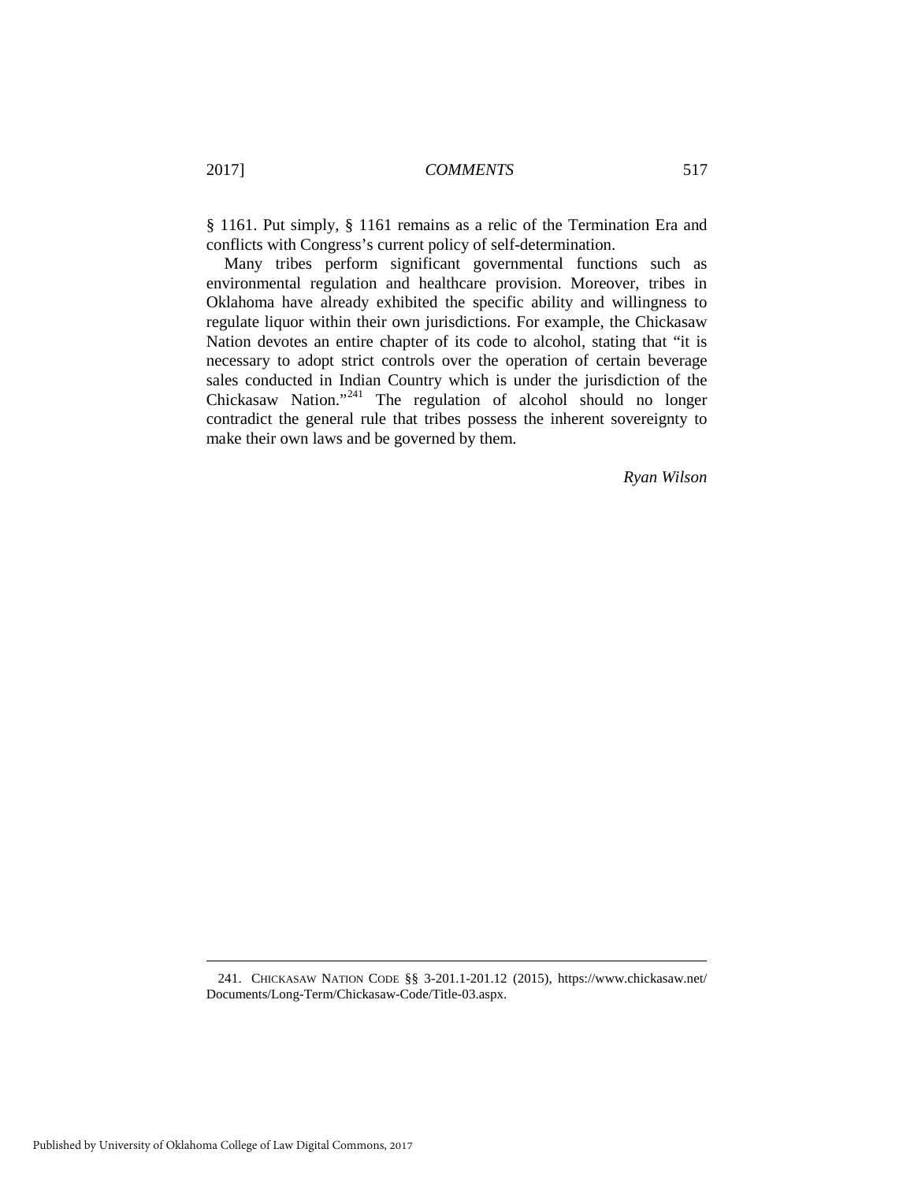§ 1161. Put simply, § 1161 remains as a relic of the Termination Era and conflicts with Congress's current policy of self-determination.

Many tribes perform significant governmental functions such as environmental regulation and healthcare provision. Moreover, tribes in Oklahoma have already exhibited the specific ability and willingness to regulate liquor within their own jurisdictions. For example, the Chickasaw Nation devotes an entire chapter of its code to alcohol, stating that "it is necessary to adopt strict controls over the operation of certain beverage sales conducted in Indian Country which is under the jurisdiction of the Chickasaw Nation."[241] The regulation of alcohol should no longer contradict the general rule that tribes possess the inherent sovereignty to make their own laws and be governed by them.

*Ryan Wilson*

---

241. CHICKASAW NATION CODE §§ 3-201.1-201.12 (2015), https://www.chickasaw.net/Documents/Long-Term/Chickasaw-Code/Title-03.aspx.